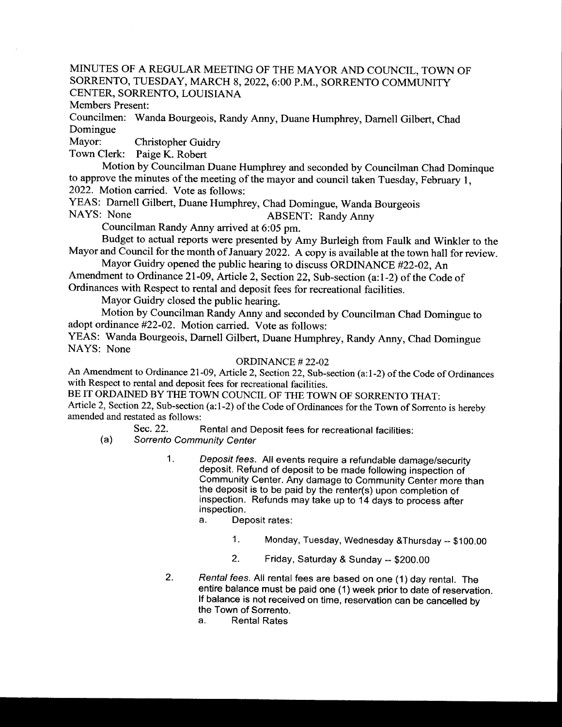MINUTES OF A REGULAR MEETING OF THE MAYOR AND COUNCIL, TOWN OF SORRENTO, TUESDAY, MARCH 8, 2022, 6:00 P.M., SORRENTO COMMUNITY CENTER, SORRENTO, LOUISIANA

Members Present:

Councilmen: Wanda Bourgeois, Randy Anny, Duane Humphrey, Darnell Gilbert, Chad Domingue

Mayor: Christopher Guidry

Town Clerk: Paige K. Robert

Motion by Councilman Duane Humphrey and seconded by Councilman Chad Dominque to approve the minutes of the meeting of the mayor and council taken Tuesday, February 1, 2022. Motion carried. Vote as follows:

YEAS: Darnell Gilbert, Duane Humphrey, Chad Domingue, Wanda Bourgeois

NAYS: None ABSENT: Randy Anny

Councilman Randy Anny arrived at 6:05 pm.

Budget to actual reports were presented by Amy Burleigh from Faulk and Winkler to the Mayor and Council for the month of January 2022. A copy is available at the town hall for review.

Mayor Guidry opened the public hearing to discuss ORDINANCE #22-02, An Amendment to Ordinance 21-09, Article 2, Section 22, Sub-section (a:1-2) of the Code of Ordinances with Respect to rental and deposit fees for recreational facilities.

Mayor Guidry closed the public hearing.

Motion by Councilman Randy Anny and seconded by Councilman Chad Domingue to adopt ordinance #22-02. Motion carried. Vote as follows:

YEAS: Wanda Bourgeois, Darnell Gilbert, Duane Humphrey, Randy Anny, Chad Domingue

NAYS: None

ORDINANCE # 22-02

An Amendment to Ordinance 21-09, Article 2, Section 22, Sub-section (a:1-2) of the Code of Ordinances with Respect to rental and deposit fees for recreational facilities.

BE IT ORDAINED BY THE TOWN COUNCIL OF THE TOWN OF SORRENTO THAT:

Article 2, Section 22, Sub-section (a:1-2) of the Code of Ordinances for the Town of Sorrento is hereby amended and restated as follows:

Sec. 22. Rental and Deposit fees for recreational facilities:

(a) *Sorrento Community Center*

1. *Deposit fees.* All events require a refundable damage/security deposit. Refund of deposit to be made following inspection of Community Center. Any damage to Community Center more than the deposit is to be paid by the renter(s) upon completion of inspection. Refunds may take up to 14 days to process after inspection.
   a. Deposit rates:
      1. Monday, Tuesday, Wednesday &Thursday -- $100.00
      2. Friday, Saturday & Sunday -- $200.00
2. *Rental fees.* All rental fees are based on one (1) day rental. The entire balance must be paid one (1) week prior to date of reservation. If balance is not received on time, reservation can be cancelled by the Town of Sorrento.
   a. Rental Rates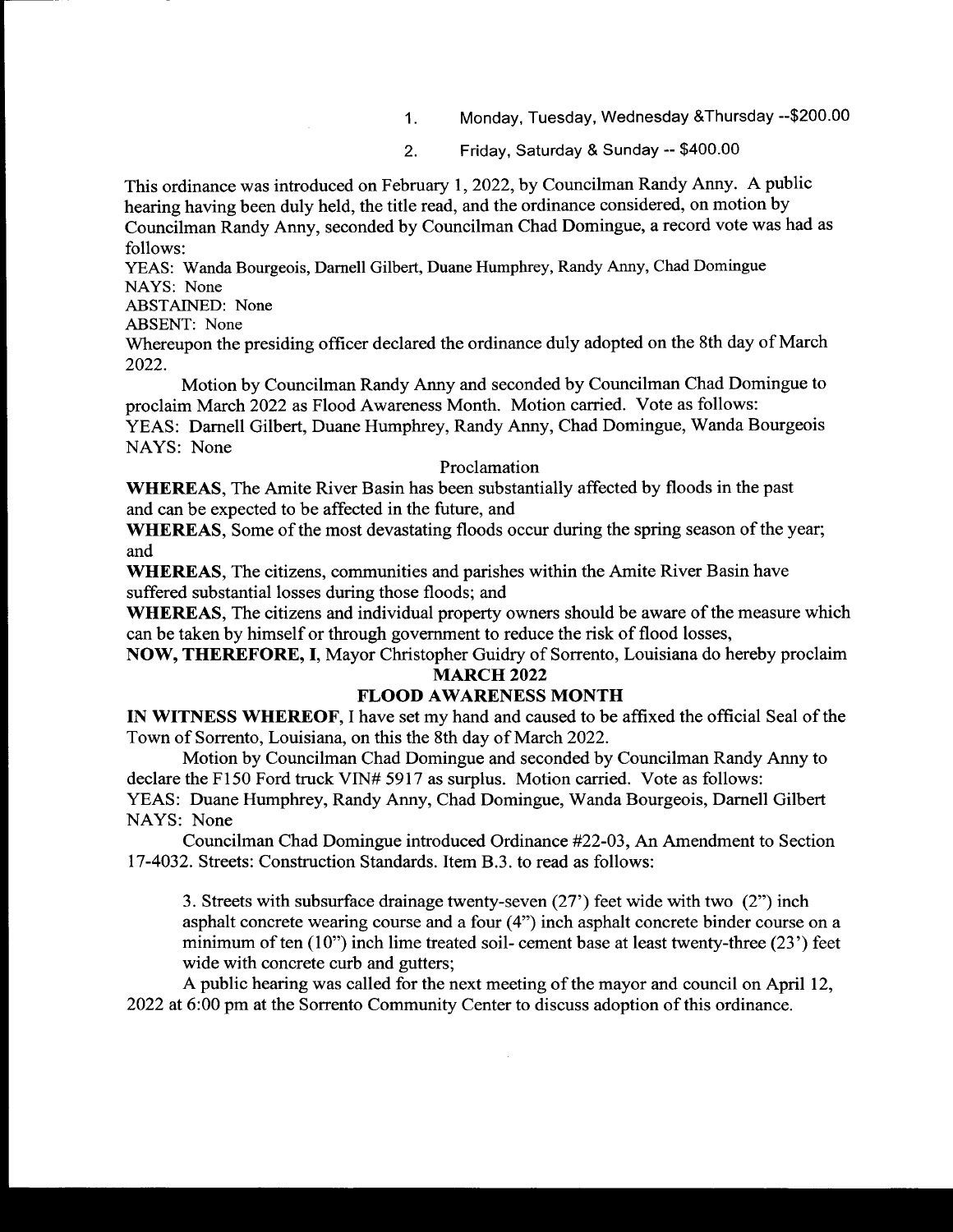1. Monday, Tuesday, Wednesday &Thursday --$200.00
2. Friday, Saturday & Sunday -- $400.00

This ordinance was introduced on February 1, 2022, by Councilman Randy Anny. A public hearing having been duly held, the title read, and the ordinance considered, on motion by Councilman Randy Anny, seconded by Councilman Chad Domingue, a record vote was had as follows:

YEAS: Wanda Bourgeois, Darnell Gilbert, Duane Humphrey, Randy Anny, Chad Domingue
NAYS: None
ABSTAINED: None
ABSENT: None

Whereupon the presiding officer declared the ordinance duly adopted on the 8th day of March 2022.

Motion by Councilman Randy Anny and seconded by Councilman Chad Domingue to proclaim March 2022 as Flood Awareness Month. Motion carried. Vote as follows:
YEAS: Darnell Gilbert, Duane Humphrey, Randy Anny, Chad Domingue, Wanda Bourgeois
NAYS: None

Proclamation

**WHEREAS**, The Amite River Basin has been substantially affected by floods in the past and can be expected to be affected in the future, and

**WHEREAS**, Some of the most devastating floods occur during the spring season of the year; and

**WHEREAS**, The citizens, communities and parishes within the Amite River Basin have suffered substantial losses during those floods; and

**WHEREAS**, The citizens and individual property owners should be aware of the measure which can be taken by himself or through government to reduce the risk of flood losses,

**NOW, THEREFORE, I**, Mayor Christopher Guidry of Sorrento, Louisiana do hereby proclaim

**MARCH 2022**

**FLOOD AWARENESS MONTH**

**IN WITNESS WHEREOF**, I have set my hand and caused to be affixed the official Seal of the Town of Sorrento, Louisiana, on this the 8th day of March 2022.

Motion by Councilman Chad Domingue and seconded by Councilman Randy Anny to declare the F150 Ford truck VIN# 5917 as surplus. Motion carried. Vote as follows:
YEAS: Duane Humphrey, Randy Anny, Chad Domingue, Wanda Bourgeois, Darnell Gilbert
NAYS: None

Councilman Chad Domingue introduced Ordinance #22-03, An Amendment to Section 17-4032. Streets: Construction Standards. Item B.3. to read as follows:

> 3. Streets with subsurface drainage twenty-seven (27') feet wide with two (2") inch asphalt concrete wearing course and a four (4") inch asphalt concrete binder course on a minimum of ten (10") inch lime treated soil- cement base at least twenty-three (23') feet wide with concrete curb and gutters;

A public hearing was called for the next meeting of the mayor and council on April 12, 2022 at 6:00 pm at the Sorrento Community Center to discuss adoption of this ordinance.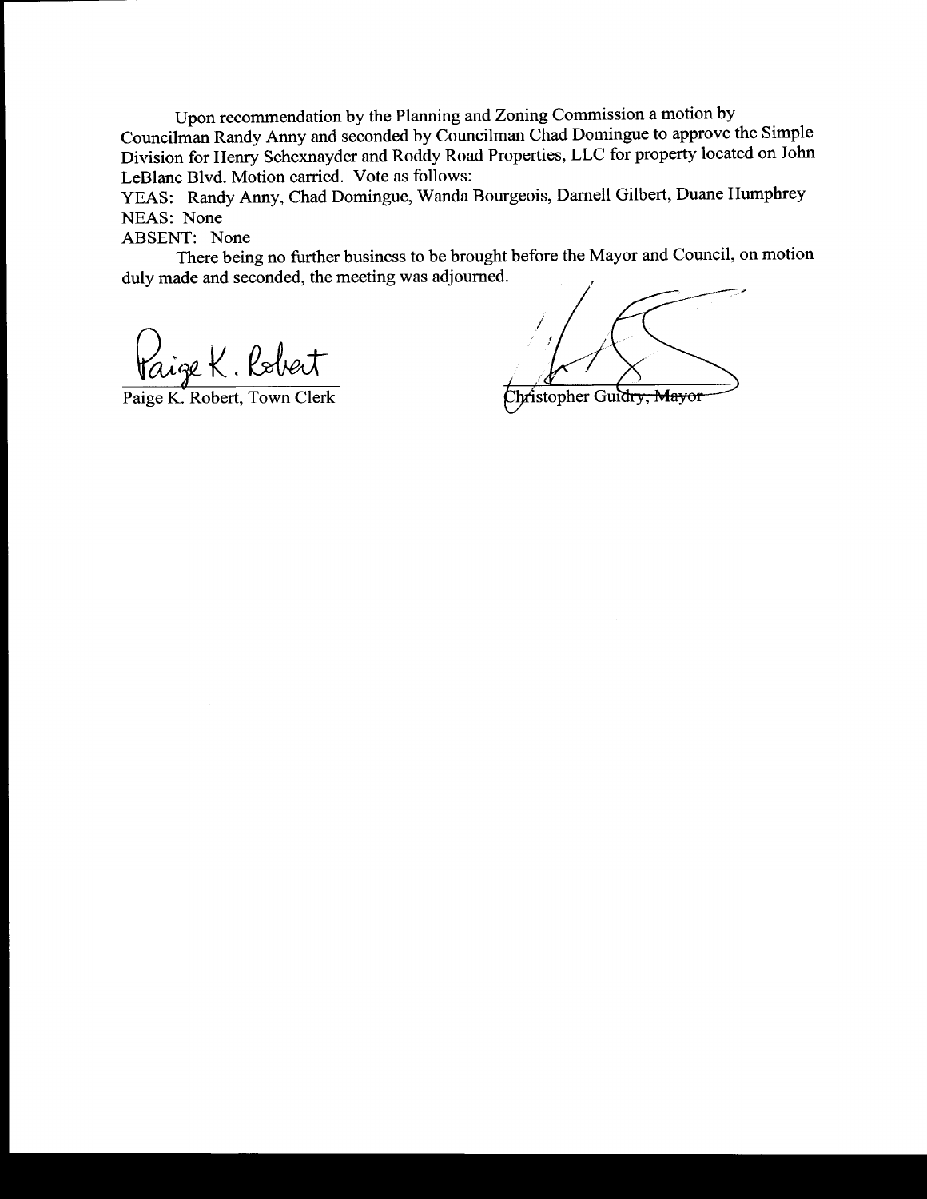Upon recommendation by the Planning and Zoning Commission a motion by Councilman Randy Anny and seconded by Councilman Chad Domingue to approve the Simple Division for Henry Schexnayder and Roddy Road Properties, LLC for property located on John LeBlanc Blvd. Motion carried. Vote as follows:

YEAS: Randy Anny, Chad Domingue, Wanda Bourgeois, Darnell Gilbert, Duane Humphrey
NEAS: None
ABSENT: None

There being no further business to be brought before the Mayor and Council, on motion duly made and seconded, the meeting was adjourned.

Paige K. Robert

Paige K. Robert, Town Clerk

Christopher Guidry, Mayor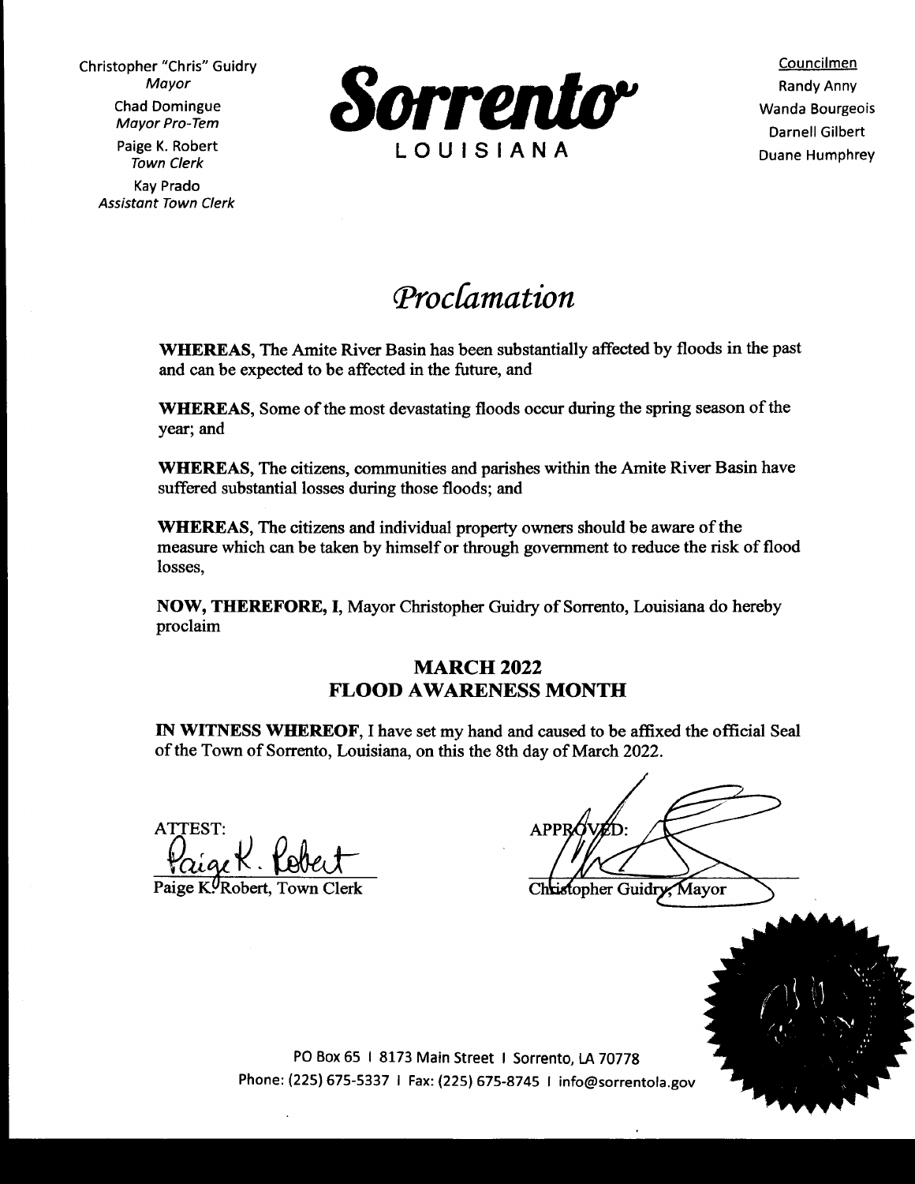Christopher "Chris" Guidry
*Mayor*

Chad Domingue
*Mayor Pro-Tem*

Paige K. Robert
*Town Clerk*

Kay Prado
*Assistant Town Clerk*

**Sorrento**
LOUISIANA

Councilmen
Randy Anny
Wanda Bourgeois
Darnell Gilbert
Duane Humphrey

# *Proclamation*

**WHEREAS**, The Amite River Basin has been substantially affected by floods in the past and can be expected to be affected in the future, and

**WHEREAS**, Some of the most devastating floods occur during the spring season of the year; and

**WHEREAS**, The citizens, communities and parishes within the Amite River Basin have suffered substantial losses during those floods; and

**WHEREAS**, The citizens and individual property owners should be aware of the measure which can be taken by himself or through government to reduce the risk of flood losses,

**NOW, THEREFORE, I**, Mayor Christopher Guidry of Sorrento, Louisiana do hereby proclaim

**MARCH 2022**
**FLOOD AWARENESS MONTH**

**IN WITNESS WHEREOF**, I have set my hand and caused to be affixed the official Seal of the Town of Sorrento, Louisiana, on this the 8th day of March 2022.

ATTEST:
Paige K. Robert, Town Clerk

APPROVED:
Christopher Guidry, Mayor

PO Box 65 | 8173 Main Street | Sorrento, LA 70778
Phone: (225) 675-5337 | Fax: (225) 675-8745 | info@sorrentola.gov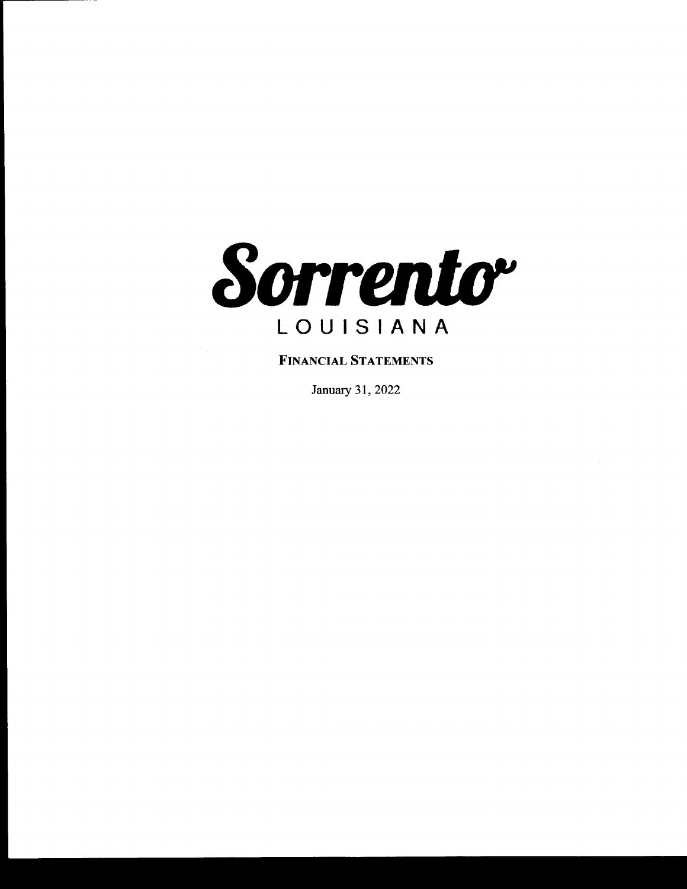# Sorrento

LOUISIANA

**FINANCIAL STATEMENTS**

January 31, 2022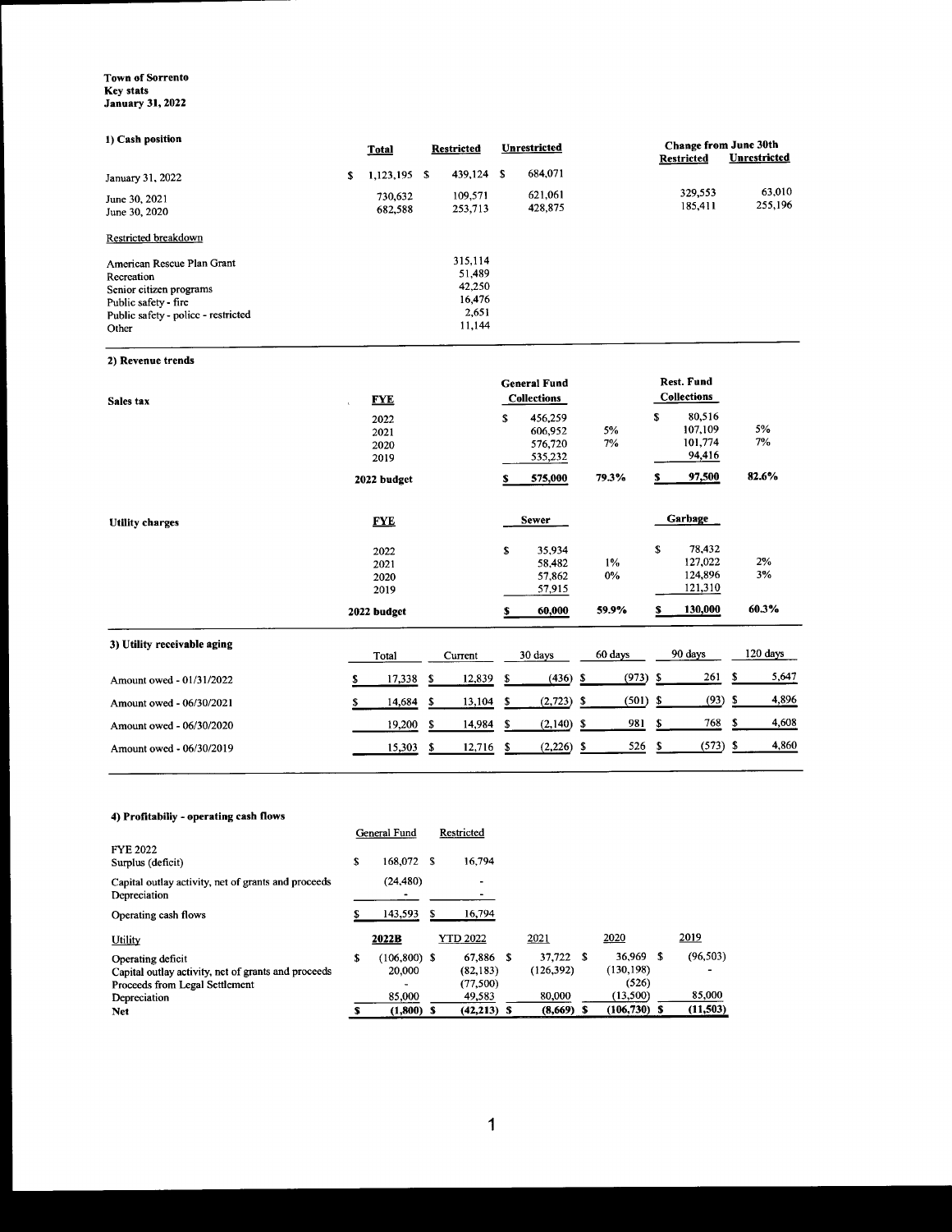**Town of Sorrento**
**Key stats**
**January 31, 2022**

### 1) Cash position

| | Total | Restricted | Unrestricted | Change from June 30th Restricted | Change from June 30th Unrestricted |
|---|---|---|---|---|---|
| January 31, 2022 | $ 1,123,195 | $ 439,124 | $ 684,071 | | |
| June 30, 2021 | 730,632 | 109,571 | 621,061 | 329,553 | 63,010 |
| June 30, 2020 | 682,588 | 253,713 | 428,875 | 185,411 | 255,196 |

Restricted breakdown

| | Restricted |
|---|---|
| American Rescue Plan Grant | 315,114 |
| Recreation | 51,489 |
| Senior citizen programs | 42,250 |
| Public safety - fire | 16,476 |
| Public safety - police - restricted | 2,651 |
| Other | 11,144 |

### 2) Revenue trends

| Sales tax | FYE | General Fund Collections | | Rest. Fund Collections | |
|---|---|---|---|---|---|
| | 2022 | $ 456,259 | | $ 80,516 | |
| | 2021 | 606,952 | 5% | 107,109 | 5% |
| | 2020 | 576,720 | 7% | 101,774 | 7% |
| | 2019 | 535,232 | | 94,416 | |
| | **2022 budget** | **$ 575,000** | **79.3%** | **$ 97,500** | **82.6%** |

| Utility charges | FYE | Sewer | | Garbage | |
|---|---|---|---|---|---|
| | 2022 | $ 35,934 | | $ 78,432 | |
| | 2021 | 58,482 | 1% | 127,022 | 2% |
| | 2020 | 57,862 | 0% | 124,896 | 3% |
| | 2019 | 57,915 | | 121,310 | |
| | **2022 budget** | **$ 60,000** | **59.9%** | **$ 130,000** | **60.3%** |

### 3) Utility receivable aging

| | Total | Current | 30 days | 60 days | 90 days | 120 days |
|---|---|---|---|---|---|---|
| Amount owed - 01/31/2022 | $ 17,338 | $ 12,839 | $ (436) | $ (973) | $ 261 | $ 5,647 |
| Amount owed - 06/30/2021 | $ 14,684 | $ 13,104 | $ (2,723) | $ (501) | $ (93) | $ 4,896 |
| Amount owed - 06/30/2020 | 19,200 | $ 14,984 | $ (2,140) | $ 981 | $ 768 | $ 4,608 |
| Amount owed - 06/30/2019 | 15,303 | $ 12,716 | $ (2,226) | $ 526 | $ (573) | $ 4,860 |

### 4) Profitabiliy - operating cash flows

| FYE 2022 | General Fund | Restricted |
|---|---|---|
| Surplus (deficit) | $ 168,072 | $ 16,794 |
| Capital outlay activity, net of grants and proceeds | (24,480) | - |
| Depreciation | - | - |
| Operating cash flows | $ 143,593 | $ 16,794 |

| Utility | 2022B | YTD 2022 | 2021 | 2020 | 2019 |
|---|---|---|---|---|---|
| Operating deficit | $ (106,800) | $ 67,886 | $ 37,722 | $ 36,969 | $ (96,503) |
| Capital outlay activity, net of grants and proceeds | 20,000 | (82,183) | (126,392) | (130,198) | - |
| Proceeds from Legal Settlement | - | (77,500) | | (526) | |
| Depreciation | 85,000 | 49,583 | 80,000 | (13,500) | 85,000 |
| **Net** | **$ (1,800)** | **$ (42,213)** | **$ (8,669)** | **$ (106,730)** | **$ (11,503)** |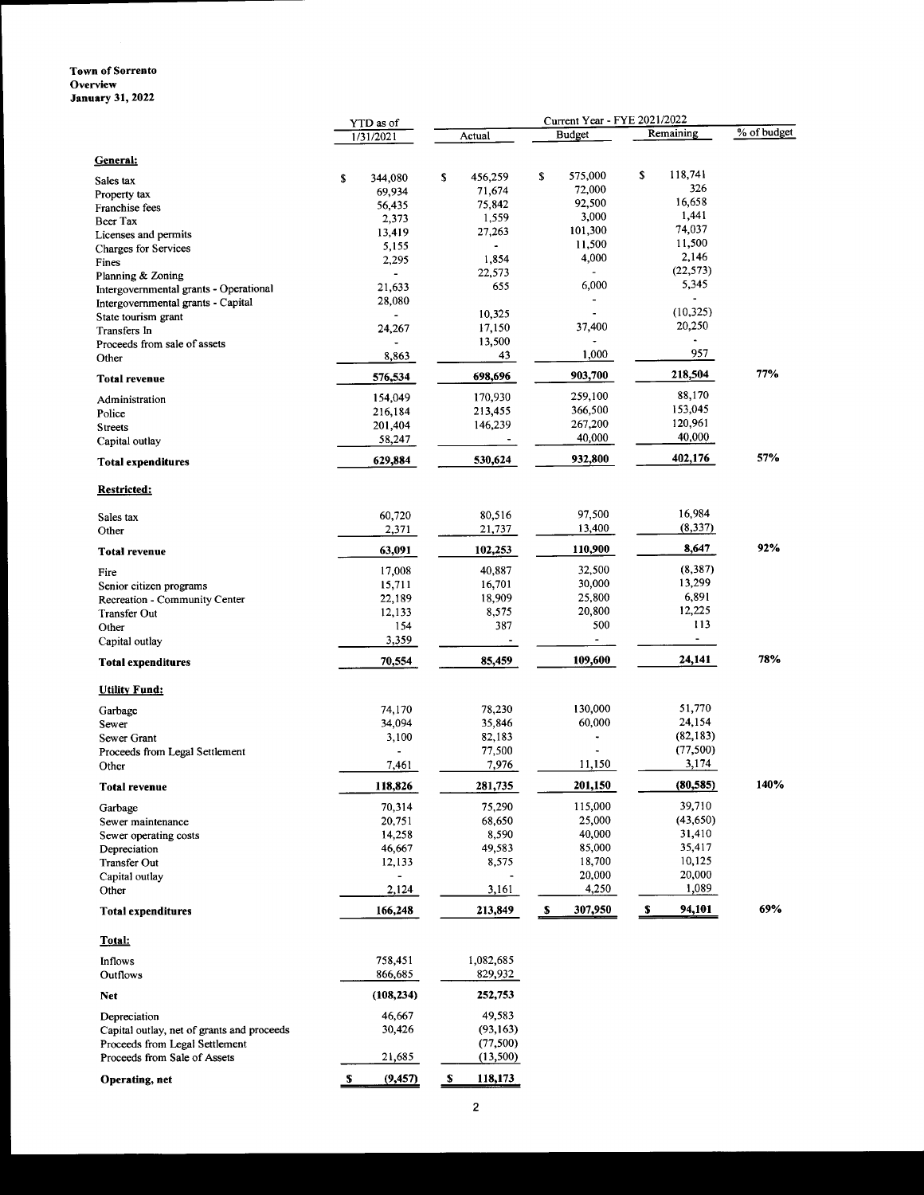**Town of Sorrento**
**Overview**
**January 31, 2022**

| | YTD as of 1/31/2021 | Current Year - FYE 2021/2022 Actual | Budget | Remaining | % of budget |
|---|---|---|---|---|---|
| **General:** | | | | | |
| Sales tax | $ 344,080 | $ 456,259 | $ 575,000 | $ 118,741 | |
| Property tax | 69,934 | 71,674 | 72,000 | 326 | |
| Franchise fees | 56,435 | 75,842 | 92,500 | 16,658 | |
| Beer Tax | 2,373 | 1,559 | 3,000 | 1,441 | |
| Licenses and permits | 13,419 | 27,263 | 101,300 | 74,037 | |
| Charges for Services | 5,155 | - | 11,500 | 11,500 | |
| Fines | 2,295 | 1,854 | 4,000 | 2,146 | |
| Planning & Zoning | - | 22,573 | - | (22,573) | |
| Intergovernmental grants - Operational | 21,633 | 655 | 6,000 | 5,345 | |
| Intergovernmental grants - Capital | 28,080 | | - | - | |
| State tourism grant | - | 10,325 | - | (10,325) | |
| Transfers In | 24,267 | 17,150 | 37,400 | 20,250 | |
| Proceeds from sale of assets | - | 13,500 | - | - | |
| Other | 8,863 | 43 | 1,000 | 957 | |
| **Total revenue** | 576,534 | 698,696 | 903,700 | 218,504 | 77% |
| Administration | 154,049 | 170,930 | 259,100 | 88,170 | |
| Police | 216,184 | 213,455 | 366,500 | 153,045 | |
| Streets | 201,404 | 146,239 | 267,200 | 120,961 | |
| Capital outlay | 58,247 | - | 40,000 | 40,000 | |
| **Total expenditures** | 629,884 | 530,624 | 932,800 | 402,176 | 57% |
| **Restricted:** | | | | | |
| Sales tax | 60,720 | 80,516 | 97,500 | 16,984 | |
| Other | 2,371 | 21,737 | 13,400 | (8,337) | |
| **Total revenue** | 63,091 | 102,253 | 110,900 | 8,647 | 92% |
| Fire | 17,008 | 40,887 | 32,500 | (8,387) | |
| Senior citizen programs | 15,711 | 16,701 | 30,000 | 13,299 | |
| Recreation - Community Center | 22,189 | 18,909 | 25,800 | 6,891 | |
| Transfer Out | 12,133 | 8,575 | 20,800 | 12,225 | |
| Other | 154 | 387 | 500 | 113 | |
| Capital outlay | 3,359 | - | - | - | |
| **Total expenditures** | 70,554 | 85,459 | 109,600 | 24,141 | 78% |
| **Utility Fund:** | | | | | |
| Garbage | 74,170 | 78,230 | 130,000 | 51,770 | |
| Sewer | 34,094 | 35,846 | 60,000 | 24,154 | |
| Sewer Grant | 3,100 | 82,183 | - | (82,183) | |
| Proceeds from Legal Settlement | - | 77,500 | - | (77,500) | |
| Other | 7,461 | 7,976 | 11,150 | 3,174 | |
| **Total revenue** | 118,826 | 281,735 | 201,150 | (80,585) | 140% |
| Garbage | 70,314 | 75,290 | 115,000 | 39,710 | |
| Sewer maintenance | 20,751 | 68,650 | 25,000 | (43,650) | |
| Sewer operating costs | 14,258 | 8,590 | 40,000 | 31,410 | |
| Depreciation | 46,667 | 49,583 | 85,000 | 35,417 | |
| Transfer Out | 12,133 | 8,575 | 18,700 | 10,125 | |
| Capital outlay | - | - | 20,000 | 20,000 | |
| Other | 2,124 | 3,161 | 4,250 | 1,089 | |
| **Total expenditures** | 166,248 | 213,849 | $ 307,950 | $ 94,101 | 69% |
| **Total:** | | | | | |
| Inflows | 758,451 | 1,082,685 | | | |
| Outflows | 866,685 | 829,932 | | | |
| **Net** | (108,234) | 252,753 | | | |
| Depreciation | 46,667 | 49,583 | | | |
| Capital outlay, net of grants and proceeds | 30,426 | (93,163) | | | |
| Proceeds from Legal Settlement | | (77,500) | | | |
| Proceeds from Sale of Assets | 21,685 | (13,500) | | | |
| **Operating, net** | $ (9,457) | $ 118,173 | | | |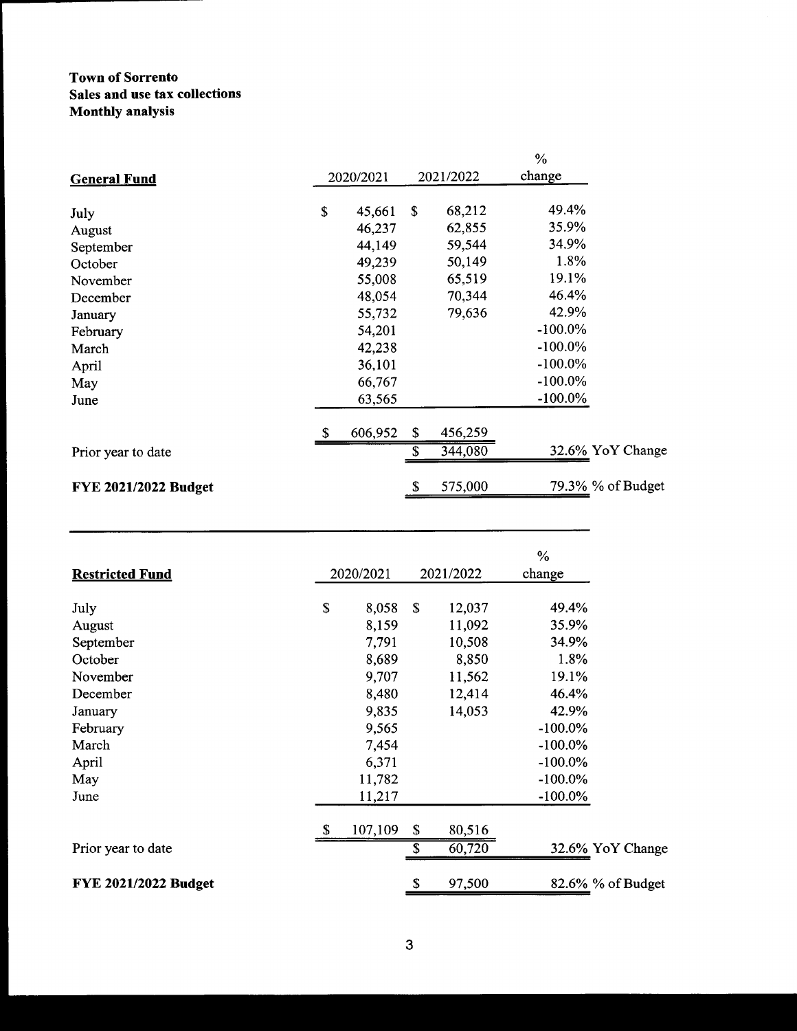**Town of Sorrento**
**Sales and use tax collections**
**Monthly analysis**

| **General Fund** | 2020/2021 | 2021/2022 | % change | |
|---|---|---|---|---|
| July | $ 45,661 | $ 68,212 | 49.4% | |
| August | 46,237 | 62,855 | 35.9% | |
| September | 44,149 | 59,544 | 34.9% | |
| October | 49,239 | 50,149 | 1.8% | |
| November | 55,008 | 65,519 | 19.1% | |
| December | 48,054 | 70,344 | 46.4% | |
| January | 55,732 | 79,636 | 42.9% | |
| February | 54,201 | | -100.0% | |
| March | 42,238 | | -100.0% | |
| April | 36,101 | | -100.0% | |
| May | 66,767 | | -100.0% | |
| June | 63,565 | | -100.0% | |
| | $ 606,952 | $ 456,259 | | |
| Prior year to date | | $ 344,080 | 32.6% | YoY Change |
| **FYE 2021/2022 Budget** | | $ 575,000 | 79.3% | % of Budget |

| **Restricted Fund** | 2020/2021 | 2021/2022 | % change | |
|---|---|---|---|---|
| July | $ 8,058 | $ 12,037 | 49.4% | |
| August | 8,159 | 11,092 | 35.9% | |
| September | 7,791 | 10,508 | 34.9% | |
| October | 8,689 | 8,850 | 1.8% | |
| November | 9,707 | 11,562 | 19.1% | |
| December | 8,480 | 12,414 | 46.4% | |
| January | 9,835 | 14,053 | 42.9% | |
| February | 9,565 | | -100.0% | |
| March | 7,454 | | -100.0% | |
| April | 6,371 | | -100.0% | |
| May | 11,782 | | -100.0% | |
| June | 11,217 | | -100.0% | |
| | $ 107,109 | $ 80,516 | | |
| Prior year to date | | $ 60,720 | 32.6% | YoY Change |
| **FYE 2021/2022 Budget** | | $ 97,500 | 82.6% | % of Budget |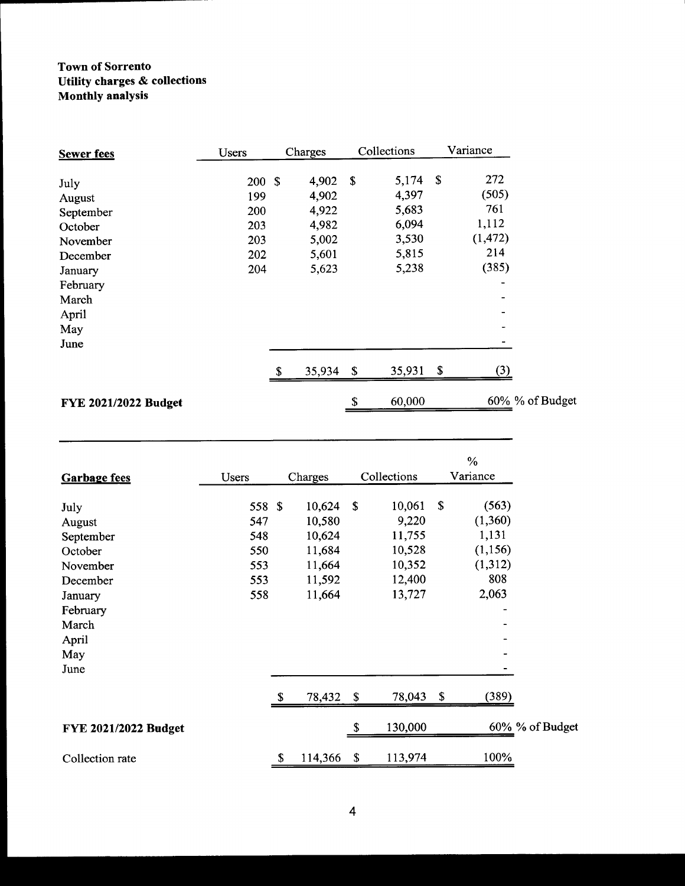**Town of Sorrento**
**Utility charges & collections**
**Monthly analysis**

| **Sewer fees** | Users | Charges | Collections | Variance | |
|---|---|---|---|---|---|
| July | 200 | $ 4,902 | $ 5,174 | $ 272 | |
| August | 199 | 4,902 | 4,397 | (505) | |
| September | 200 | 4,922 | 5,683 | 761 | |
| October | 203 | 4,982 | 6,094 | 1,112 | |
| November | 203 | 5,002 | 3,530 | (1,472) | |
| December | 202 | 5,601 | 5,815 | 214 | |
| January | 204 | 5,623 | 5,238 | (385) | |
| February | | | | - | |
| March | | | | - | |
| April | | | | - | |
| May | | | | - | |
| June | | | | - | |
| | | $ 35,934 | $ 35,931 | $ (3) | |
| **FYE 2021/2022 Budget** | | | $ 60,000 | 60% | % of Budget |

| **Garbage fees** | Users | Charges | Collections | % Variance | |
|---|---|---|---|---|---|
| July | 558 | $ 10,624 | $ 10,061 | $ (563) | |
| August | 547 | 10,580 | 9,220 | (1,360) | |
| September | 548 | 10,624 | 11,755 | 1,131 | |
| October | 550 | 11,684 | 10,528 | (1,156) | |
| November | 553 | 11,664 | 10,352 | (1,312) | |
| December | 553 | 11,592 | 12,400 | 808 | |
| January | 558 | 11,664 | 13,727 | 2,063 | |
| February | | | | - | |
| March | | | | - | |
| April | | | | - | |
| May | | | | - | |
| June | | | | - | |
| | | $ 78,432 | $ 78,043 | $ (389) | |
| **FYE 2021/2022 Budget** | | | $ 130,000 | 60% | % of Budget |
| Collection rate | | $ 114,366 | $ 113,974 | 100% | |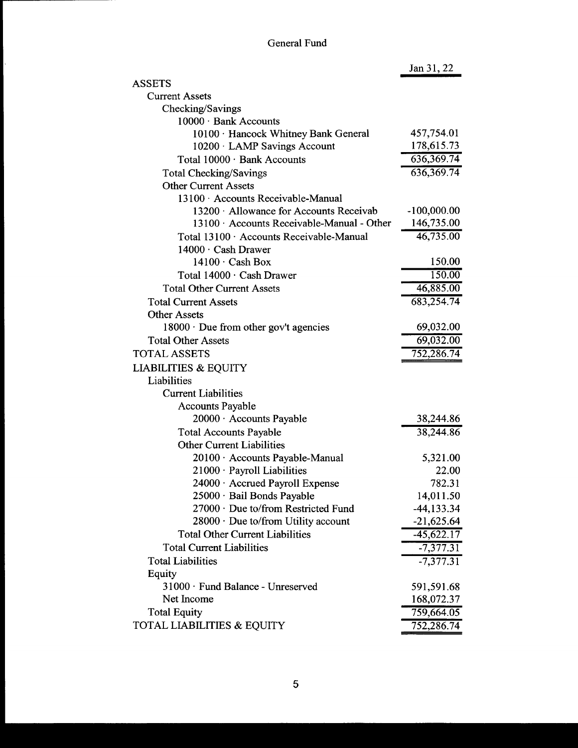# General Fund

| | Jan 31, 22 |
|---|---|
| ASSETS | |
| Current Assets | |
| Checking/Savings | |
| 10000 · Bank Accounts | |
| 10100 · Hancock Whitney Bank General | 457,754.01 |
| 10200 · LAMP Savings Account | 178,615.73 |
| Total 10000 · Bank Accounts | 636,369.74 |
| Total Checking/Savings | 636,369.74 |
| Other Current Assets | |
| 13100 · Accounts Receivable-Manual | |
| 13200 · Allowance for Accounts Receivab | -100,000.00 |
| 13100 · Accounts Receivable-Manual - Other | 146,735.00 |
| Total 13100 · Accounts Receivable-Manual | 46,735.00 |
| 14000 · Cash Drawer | |
| 14100 · Cash Box | 150.00 |
| Total 14000 · Cash Drawer | 150.00 |
| Total Other Current Assets | 46,885.00 |
| Total Current Assets | 683,254.74 |
| Other Assets | |
| 18000 · Due from other gov't agencies | 69,032.00 |
| Total Other Assets | 69,032.00 |
| TOTAL ASSETS | 752,286.74 |
| LIABILITIES & EQUITY | |
| Liabilities | |
| Current Liabilities | |
| Accounts Payable | |
| 20000 · Accounts Payable | 38,244.86 |
| Total Accounts Payable | 38,244.86 |
| Other Current Liabilities | |
| 20100 · Accounts Payable-Manual | 5,321.00 |
| 21000 · Payroll Liabilities | 22.00 |
| 24000 · Accrued Payroll Expense | 782.31 |
| 25000 · Bail Bonds Payable | 14,011.50 |
| 27000 · Due to/from Restricted Fund | -44,133.34 |
| 28000 · Due to/from Utility account | -21,625.64 |
| Total Other Current Liabilities | -45,622.17 |
| Total Current Liabilities | -7,377.31 |
| Total Liabilities | -7,377.31 |
| Equity | |
| 31000 · Fund Balance - Unreserved | 591,591.68 |
| Net Income | 168,072.37 |
| Total Equity | 759,664.05 |
| TOTAL LIABILITIES & EQUITY | 752,286.74 |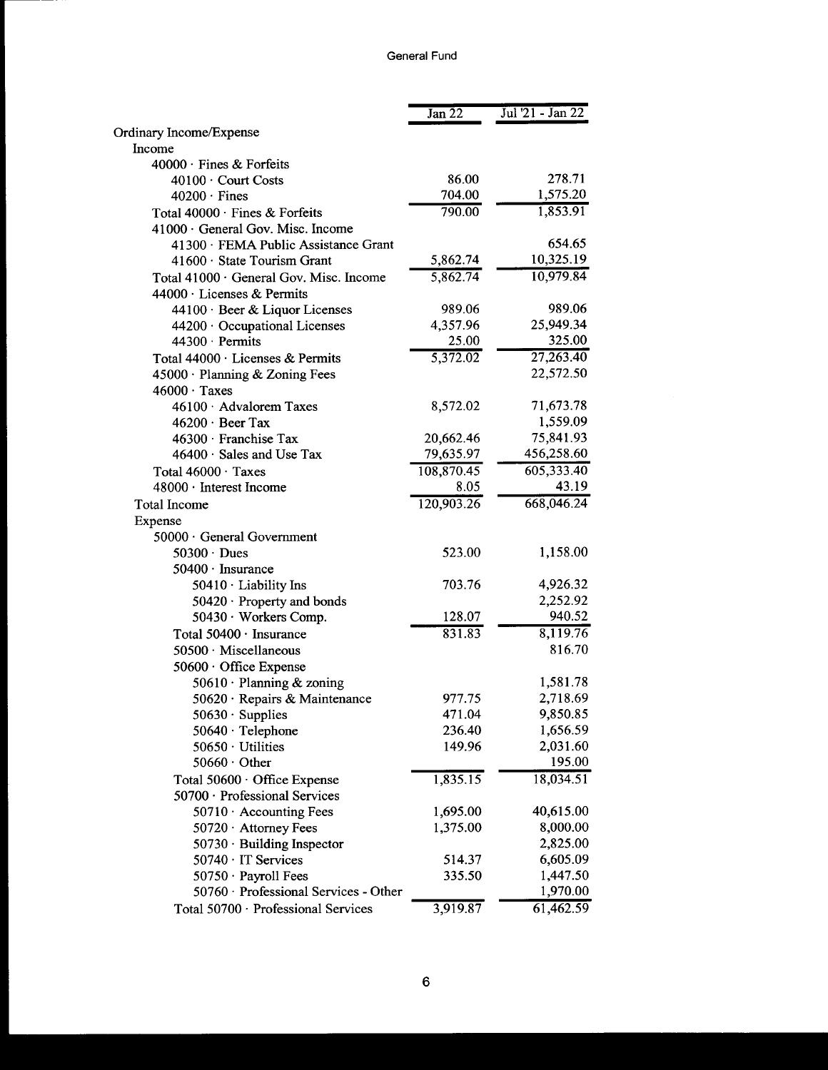General Fund

| | Jan 22 | Jul '21 - Jan 22 |
|---|---|---|
| Ordinary Income/Expense | | |
| Income | | |
| 40000 · Fines & Forfeits | | |
| 40100 · Court Costs | 86.00 | 278.71 |
| 40200 · Fines | 704.00 | 1,575.20 |
| Total 40000 · Fines & Forfeits | 790.00 | 1,853.91 |
| 41000 · General Gov. Misc. Income | | |
| 41300 · FEMA Public Assistance Grant | | 654.65 |
| 41600 · State Tourism Grant | 5,862.74 | 10,325.19 |
| Total 41000 · General Gov. Misc. Income | 5,862.74 | 10,979.84 |
| 44000 · Licenses & Permits | | |
| 44100 · Beer & Liquor Licenses | 989.06 | 989.06 |
| 44200 · Occupational Licenses | 4,357.96 | 25,949.34 |
| 44300 · Permits | 25.00 | 325.00 |
| Total 44000 · Licenses & Permits | 5,372.02 | 27,263.40 |
| 45000 · Planning & Zoning Fees | | 22,572.50 |
| 46000 · Taxes | | |
| 46100 · Advalorem Taxes | 8,572.02 | 71,673.78 |
| 46200 · Beer Tax | | 1,559.09 |
| 46300 · Franchise Tax | 20,662.46 | 75,841.93 |
| 46400 · Sales and Use Tax | 79,635.97 | 456,258.60 |
| Total 46000 · Taxes | 108,870.45 | 605,333.40 |
| 48000 · Interest Income | 8.05 | 43.19 |
| Total Income | 120,903.26 | 668,046.24 |
| Expense | | |
| 50000 · General Government | | |
| 50300 · Dues | 523.00 | 1,158.00 |
| 50400 · Insurance | | |
| 50410 · Liability Ins | 703.76 | 4,926.32 |
| 50420 · Property and bonds | | 2,252.92 |
| 50430 · Workers Comp. | 128.07 | 940.52 |
| Total 50400 · Insurance | 831.83 | 8,119.76 |
| 50500 · Miscellaneous | | 816.70 |
| 50600 · Office Expense | | |
| 50610 · Planning & zoning | | 1,581.78 |
| 50620 · Repairs & Maintenance | 977.75 | 2,718.69 |
| 50630 · Supplies | 471.04 | 9,850.85 |
| 50640 · Telephone | 236.40 | 1,656.59 |
| 50650 · Utilities | 149.96 | 2,031.60 |
| 50660 · Other | | 195.00 |
| Total 50600 · Office Expense | 1,835.15 | 18,034.51 |
| 50700 · Professional Services | | |
| 50710 · Accounting Fees | 1,695.00 | 40,615.00 |
| 50720 · Attorney Fees | 1,375.00 | 8,000.00 |
| 50730 · Building Inspector | | 2,825.00 |
| 50740 · IT Services | 514.37 | 6,605.09 |
| 50750 · Payroll Fees | 335.50 | 1,447.50 |
| 50760 · Professional Services - Other | | 1,970.00 |
| Total 50700 · Professional Services | 3,919.87 | 61,462.59 |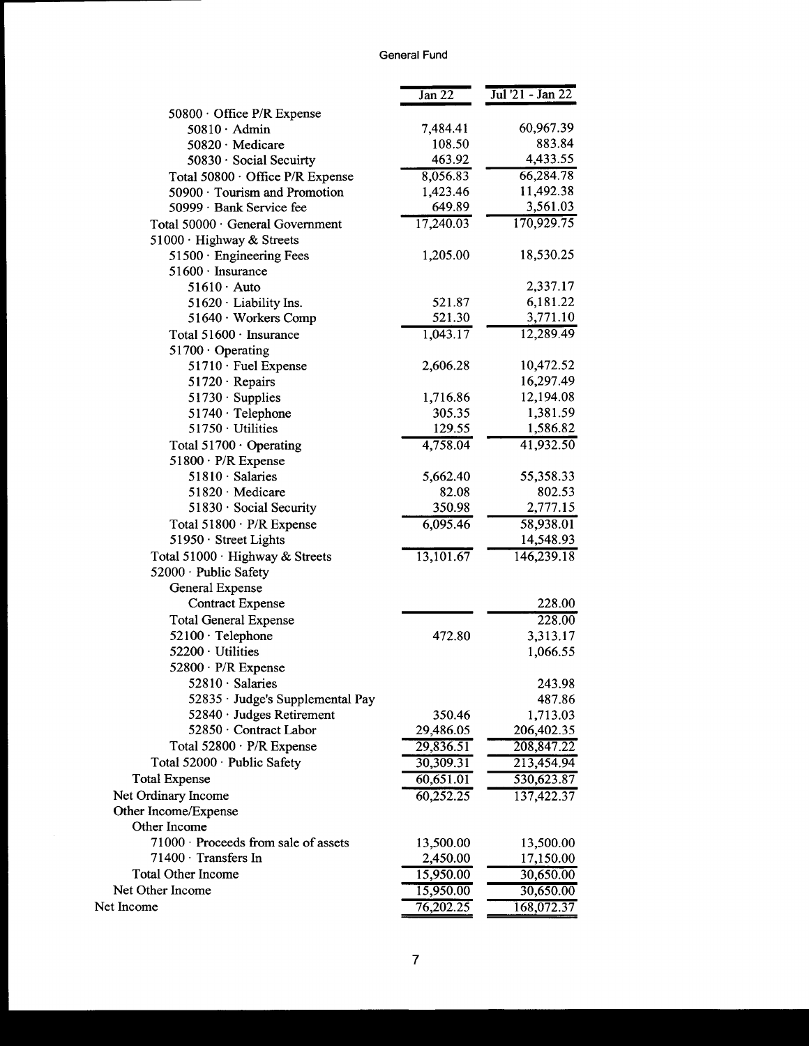General Fund

| | Jan 22 | Jul '21 - Jan 22 |
|---|---|---|
| 50800 · Office P/R Expense | | |
| 50810 · Admin | 7,484.41 | 60,967.39 |
| 50820 · Medicare | 108.50 | 883.84 |
| 50830 · Social Secuirty | 463.92 | 4,433.55 |
| Total 50800 · Office P/R Expense | 8,056.83 | 66,284.78 |
| 50900 · Tourism and Promotion | 1,423.46 | 11,492.38 |
| 50999 · Bank Service fee | 649.89 | 3,561.03 |
| Total 50000 · General Government | 17,240.03 | 170,929.75 |
| 51000 · Highway & Streets | | |
| 51500 · Engineering Fees | 1,205.00 | 18,530.25 |
| 51600 · Insurance | | |
| 51610 · Auto | | 2,337.17 |
| 51620 · Liability Ins. | 521.87 | 6,181.22 |
| 51640 · Workers Comp | 521.30 | 3,771.10 |
| Total 51600 · Insurance | 1,043.17 | 12,289.49 |
| 51700 · Operating | | |
| 51710 · Fuel Expense | 2,606.28 | 10,472.52 |
| 51720 · Repairs | | 16,297.49 |
| 51730 · Supplies | 1,716.86 | 12,194.08 |
| 51740 · Telephone | 305.35 | 1,381.59 |
| 51750 · Utilities | 129.55 | 1,586.82 |
| Total 51700 · Operating | 4,758.04 | 41,932.50 |
| 51800 · P/R Expense | | |
| 51810 · Salaries | 5,662.40 | 55,358.33 |
| 51820 · Medicare | 82.08 | 802.53 |
| 51830 · Social Security | 350.98 | 2,777.15 |
| Total 51800 · P/R Expense | 6,095.46 | 58,938.01 |
| 51950 · Street Lights | | 14,548.93 |
| Total 51000 · Highway & Streets | 13,101.67 | 146,239.18 |
| 52000 · Public Safety | | |
| General Expense | | |
| Contract Expense | | 228.00 |
| Total General Expense | | 228.00 |
| 52100 · Telephone | 472.80 | 3,313.17 |
| 52200 · Utilities | | 1,066.55 |
| 52800 · P/R Expense | | |
| 52810 · Salaries | | 243.98 |
| 52835 · Judge's Supplemental Pay | | 487.86 |
| 52840 · Judges Retirement | 350.46 | 1,713.03 |
| 52850 · Contract Labor | 29,486.05 | 206,402.35 |
| Total 52800 · P/R Expense | 29,836.51 | 208,847.22 |
| Total 52000 · Public Safety | 30,309.31 | 213,454.94 |
| Total Expense | 60,651.01 | 530,623.87 |
| Net Ordinary Income | 60,252.25 | 137,422.37 |
| Other Income/Expense | | |
| Other Income | | |
| 71000 · Proceeds from sale of assets | 13,500.00 | 13,500.00 |
| 71400 · Transfers In | 2,450.00 | 17,150.00 |
| Total Other Income | 15,950.00 | 30,650.00 |
| Net Other Income | 15,950.00 | 30,650.00 |
| Net Income | 76,202.25 | 168,072.37 |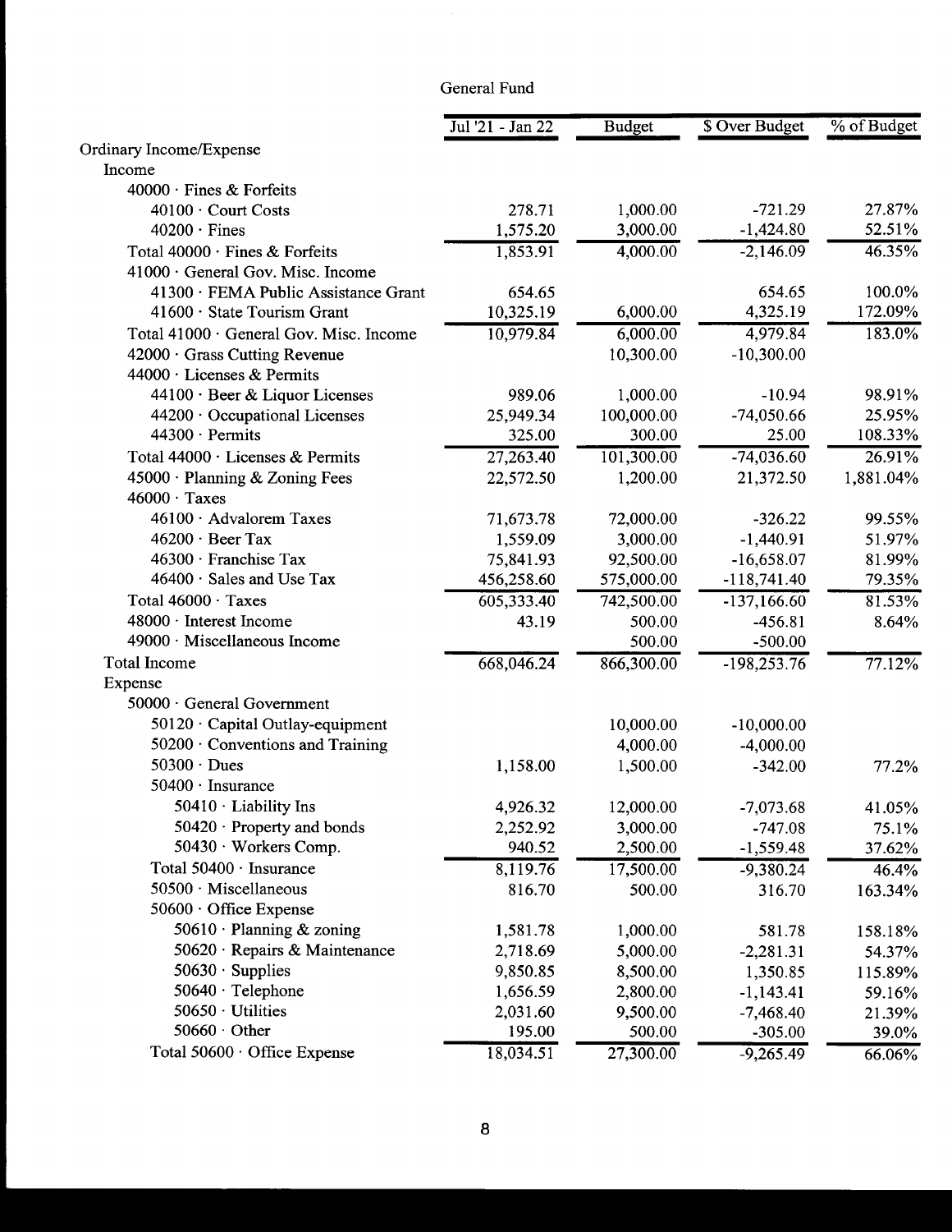General Fund

| | Jul '21 - Jan 22 | Budget | $ Over Budget | % of Budget |
|---|---|---|---|---|
| Ordinary Income/Expense | | | | |
| Income | | | | |
| 40000 · Fines & Forfeits | | | | |
| 40100 · Court Costs | 278.71 | 1,000.00 | -721.29 | 27.87% |
| 40200 · Fines | 1,575.20 | 3,000.00 | -1,424.80 | 52.51% |
| Total 40000 · Fines & Forfeits | 1,853.91 | 4,000.00 | -2,146.09 | 46.35% |
| 41000 · General Gov. Misc. Income | | | | |
| 41300 · FEMA Public Assistance Grant | 654.65 | | 654.65 | 100.0% |
| 41600 · State Tourism Grant | 10,325.19 | 6,000.00 | 4,325.19 | 172.09% |
| Total 41000 · General Gov. Misc. Income | 10,979.84 | 6,000.00 | 4,979.84 | 183.0% |
| 42000 · Grass Cutting Revenue | | 10,300.00 | -10,300.00 | |
| 44000 · Licenses & Permits | | | | |
| 44100 · Beer & Liquor Licenses | 989.06 | 1,000.00 | -10.94 | 98.91% |
| 44200 · Occupational Licenses | 25,949.34 | 100,000.00 | -74,050.66 | 25.95% |
| 44300 · Permits | 325.00 | 300.00 | 25.00 | 108.33% |
| Total 44000 · Licenses & Permits | 27,263.40 | 101,300.00 | -74,036.60 | 26.91% |
| 45000 · Planning & Zoning Fees | 22,572.50 | 1,200.00 | 21,372.50 | 1,881.04% |
| 46000 · Taxes | | | | |
| 46100 · Advalorem Taxes | 71,673.78 | 72,000.00 | -326.22 | 99.55% |
| 46200 · Beer Tax | 1,559.09 | 3,000.00 | -1,440.91 | 51.97% |
| 46300 · Franchise Tax | 75,841.93 | 92,500.00 | -16,658.07 | 81.99% |
| 46400 · Sales and Use Tax | 456,258.60 | 575,000.00 | -118,741.40 | 79.35% |
| Total 46000 · Taxes | 605,333.40 | 742,500.00 | -137,166.60 | 81.53% |
| 48000 · Interest Income | 43.19 | 500.00 | -456.81 | 8.64% |
| 49000 · Miscellaneous Income | | 500.00 | -500.00 | |
| Total Income | 668,046.24 | 866,300.00 | -198,253.76 | 77.12% |
| Expense | | | | |
| 50000 · General Government | | | | |
| 50120 · Capital Outlay-equipment | | 10,000.00 | -10,000.00 | |
| 50200 · Conventions and Training | | 4,000.00 | -4,000.00 | |
| 50300 · Dues | 1,158.00 | 1,500.00 | -342.00 | 77.2% |
| 50400 · Insurance | | | | |
| 50410 · Liability Ins | 4,926.32 | 12,000.00 | -7,073.68 | 41.05% |
| 50420 · Property and bonds | 2,252.92 | 3,000.00 | -747.08 | 75.1% |
| 50430 · Workers Comp. | 940.52 | 2,500.00 | -1,559.48 | 37.62% |
| Total 50400 · Insurance | 8,119.76 | 17,500.00 | -9,380.24 | 46.4% |
| 50500 · Miscellaneous | 816.70 | 500.00 | 316.70 | 163.34% |
| 50600 · Office Expense | | | | |
| 50610 · Planning & zoning | 1,581.78 | 1,000.00 | 581.78 | 158.18% |
| 50620 · Repairs & Maintenance | 2,718.69 | 5,000.00 | -2,281.31 | 54.37% |
| 50630 · Supplies | 9,850.85 | 8,500.00 | 1,350.85 | 115.89% |
| 50640 · Telephone | 1,656.59 | 2,800.00 | -1,143.41 | 59.16% |
| 50650 · Utilities | 2,031.60 | 9,500.00 | -7,468.40 | 21.39% |
| 50660 · Other | 195.00 | 500.00 | -305.00 | 39.0% |
| Total 50600 · Office Expense | 18,034.51 | 27,300.00 | -9,265.49 | 66.06% |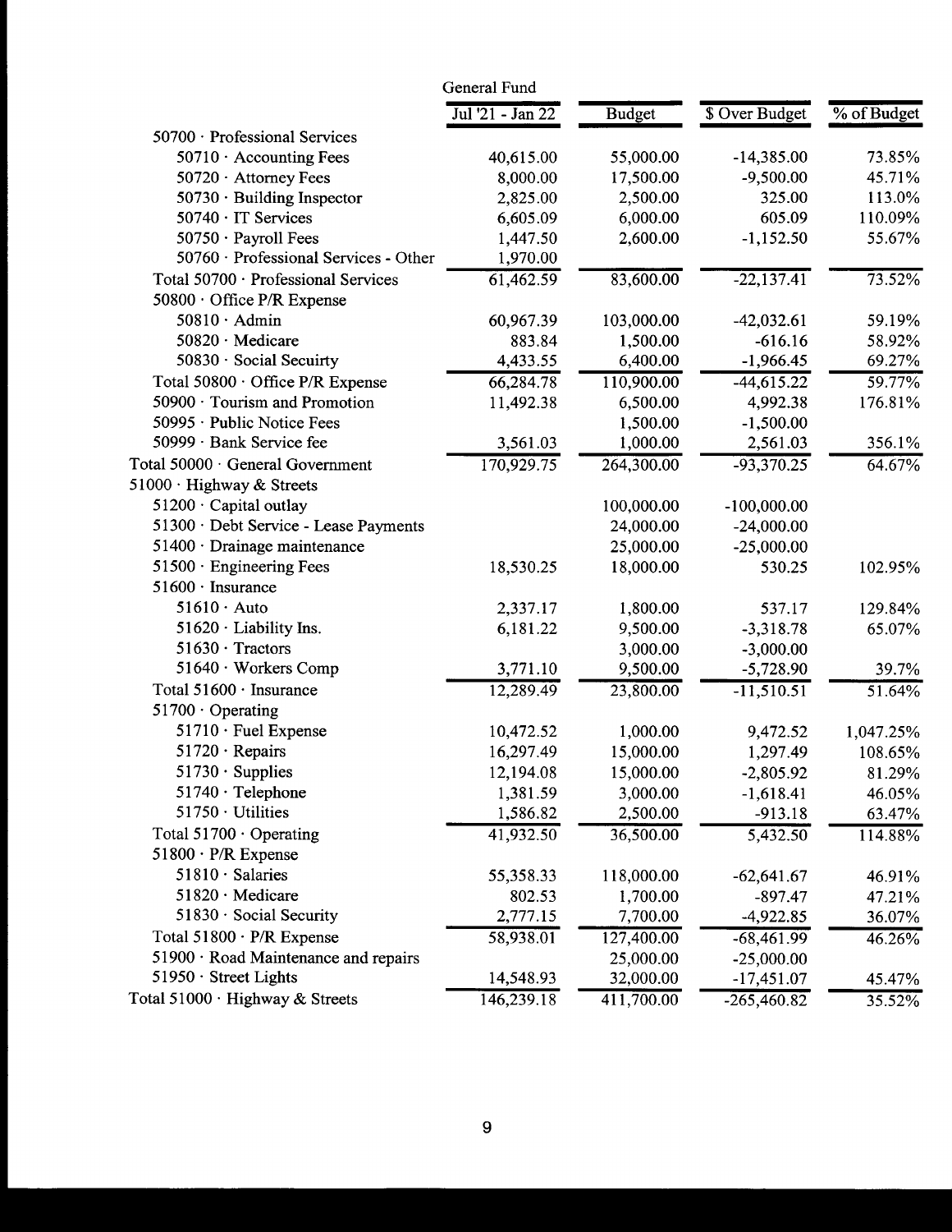| | General Fund | | | |
|---|---|---|---|---|
| | Jul '21 - Jan 22 | Budget | $ Over Budget | % of Budget |
| 50700 · Professional Services | | | | |
| 50710 · Accounting Fees | 40,615.00 | 55,000.00 | -14,385.00 | 73.85% |
| 50720 · Attorney Fees | 8,000.00 | 17,500.00 | -9,500.00 | 45.71% |
| 50730 · Building Inspector | 2,825.00 | 2,500.00 | 325.00 | 113.0% |
| 50740 · IT Services | 6,605.09 | 6,000.00 | 605.09 | 110.09% |
| 50750 · Payroll Fees | 1,447.50 | 2,600.00 | -1,152.50 | 55.67% |
| 50760 · Professional Services - Other | 1,970.00 | | | |
| Total 50700 · Professional Services | 61,462.59 | 83,600.00 | -22,137.41 | 73.52% |
| 50800 · Office P/R Expense | | | | |
| 50810 · Admin | 60,967.39 | 103,000.00 | -42,032.61 | 59.19% |
| 50820 · Medicare | 883.84 | 1,500.00 | -616.16 | 58.92% |
| 50830 · Social Secuirty | 4,433.55 | 6,400.00 | -1,966.45 | 69.27% |
| Total 50800 · Office P/R Expense | 66,284.78 | 110,900.00 | -44,615.22 | 59.77% |
| 50900 · Tourism and Promotion | 11,492.38 | 6,500.00 | 4,992.38 | 176.81% |
| 50995 · Public Notice Fees | | 1,500.00 | -1,500.00 | |
| 50999 · Bank Service fee | 3,561.03 | 1,000.00 | 2,561.03 | 356.1% |
| Total 50000 · General Government | 170,929.75 | 264,300.00 | -93,370.25 | 64.67% |
| 51000 · Highway & Streets | | | | |
| 51200 · Capital outlay | | 100,000.00 | -100,000.00 | |
| 51300 · Debt Service - Lease Payments | | 24,000.00 | -24,000.00 | |
| 51400 · Drainage maintenance | | 25,000.00 | -25,000.00 | |
| 51500 · Engineering Fees | 18,530.25 | 18,000.00 | 530.25 | 102.95% |
| 51600 · Insurance | | | | |
| 51610 · Auto | 2,337.17 | 1,800.00 | 537.17 | 129.84% |
| 51620 · Liability Ins. | 6,181.22 | 9,500.00 | -3,318.78 | 65.07% |
| 51630 · Tractors | | 3,000.00 | -3,000.00 | |
| 51640 · Workers Comp | 3,771.10 | 9,500.00 | -5,728.90 | 39.7% |
| Total 51600 · Insurance | 12,289.49 | 23,800.00 | -11,510.51 | 51.64% |
| 51700 · Operating | | | | |
| 51710 · Fuel Expense | 10,472.52 | 1,000.00 | 9,472.52 | 1,047.25% |
| 51720 · Repairs | 16,297.49 | 15,000.00 | 1,297.49 | 108.65% |
| 51730 · Supplies | 12,194.08 | 15,000.00 | -2,805.92 | 81.29% |
| 51740 · Telephone | 1,381.59 | 3,000.00 | -1,618.41 | 46.05% |
| 51750 · Utilities | 1,586.82 | 2,500.00 | -913.18 | 63.47% |
| Total 51700 · Operating | 41,932.50 | 36,500.00 | 5,432.50 | 114.88% |
| 51800 · P/R Expense | | | | |
| 51810 · Salaries | 55,358.33 | 118,000.00 | -62,641.67 | 46.91% |
| 51820 · Medicare | 802.53 | 1,700.00 | -897.47 | 47.21% |
| 51830 · Social Security | 2,777.15 | 7,700.00 | -4,922.85 | 36.07% |
| Total 51800 · P/R Expense | 58,938.01 | 127,400.00 | -68,461.99 | 46.26% |
| 51900 · Road Maintenance and repairs | | 25,000.00 | -25,000.00 | |
| 51950 · Street Lights | 14,548.93 | 32,000.00 | -17,451.07 | 45.47% |
| Total 51000 · Highway & Streets | 146,239.18 | 411,700.00 | -265,460.82 | 35.52% |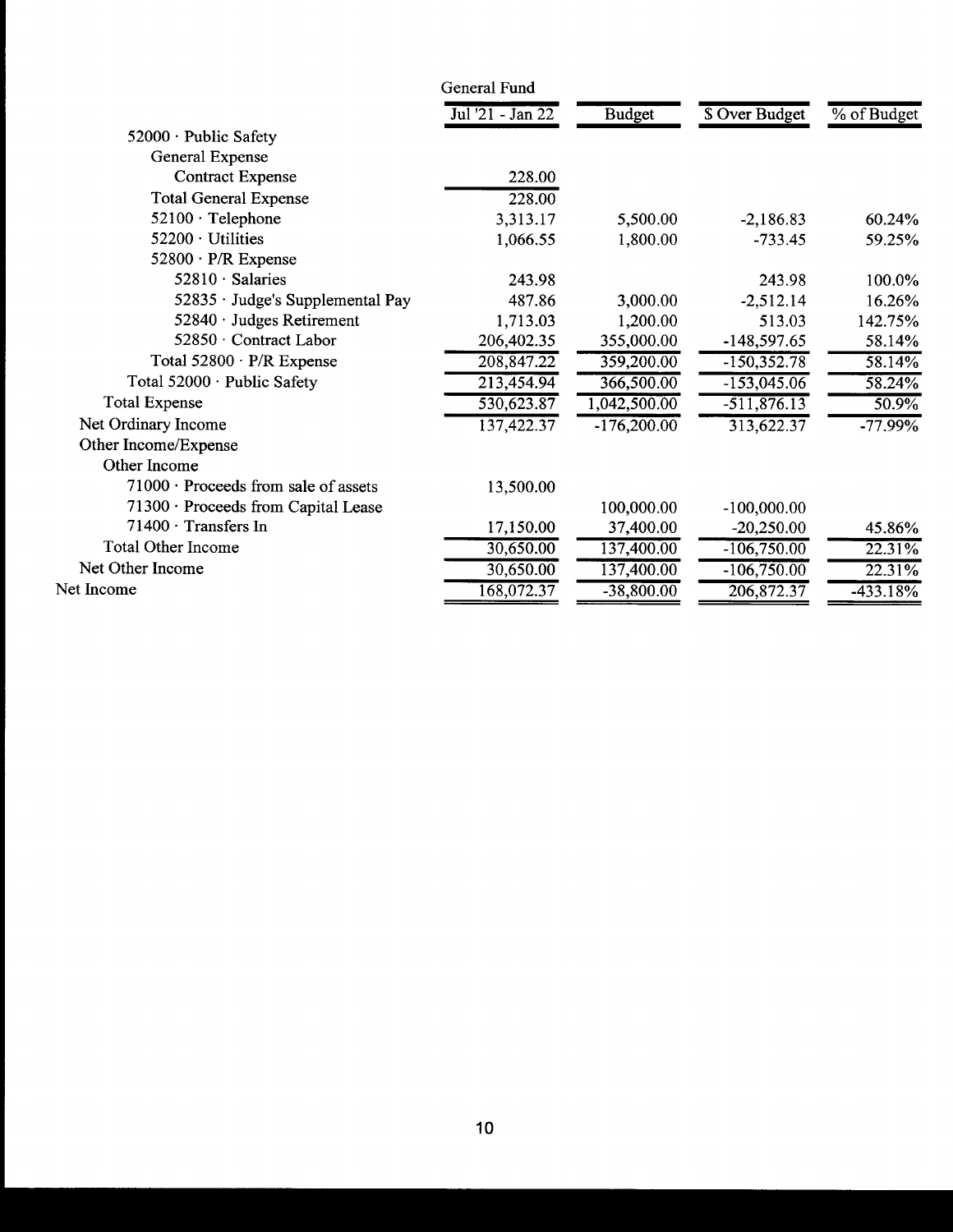| | General Fund | | | |
|---|---|---|---|---|
| | Jul '21 - Jan 22 | Budget | $ Over Budget | % of Budget |
| 52000 · Public Safety | | | | |
| General Expense | | | | |
| Contract Expense | 228.00 | | | |
| Total General Expense | 228.00 | | | |
| 52100 · Telephone | 3,313.17 | 5,500.00 | -2,186.83 | 60.24% |
| 52200 · Utilities | 1,066.55 | 1,800.00 | -733.45 | 59.25% |
| 52800 · P/R Expense | | | | |
| 52810 · Salaries | 243.98 | | 243.98 | 100.0% |
| 52835 · Judge's Supplemental Pay | 487.86 | 3,000.00 | -2,512.14 | 16.26% |
| 52840 · Judges Retirement | 1,713.03 | 1,200.00 | 513.03 | 142.75% |
| 52850 · Contract Labor | 206,402.35 | 355,000.00 | -148,597.65 | 58.14% |
| Total 52800 · P/R Expense | 208,847.22 | 359,200.00 | -150,352.78 | 58.14% |
| Total 52000 · Public Safety | 213,454.94 | 366,500.00 | -153,045.06 | 58.24% |
| Total Expense | 530,623.87 | 1,042,500.00 | -511,876.13 | 50.9% |
| Net Ordinary Income | 137,422.37 | -176,200.00 | 313,622.37 | -77.99% |
| Other Income/Expense | | | | |
| Other Income | | | | |
| 71000 · Proceeds from sale of assets | 13,500.00 | | | |
| 71300 · Proceeds from Capital Lease | | 100,000.00 | -100,000.00 | |
| 71400 · Transfers In | 17,150.00 | 37,400.00 | -20,250.00 | 45.86% |
| Total Other Income | 30,650.00 | 137,400.00 | -106,750.00 | 22.31% |
| Net Other Income | 30,650.00 | 137,400.00 | -106,750.00 | 22.31% |
| Net Income | 168,072.37 | -38,800.00 | 206,872.37 | -433.18% |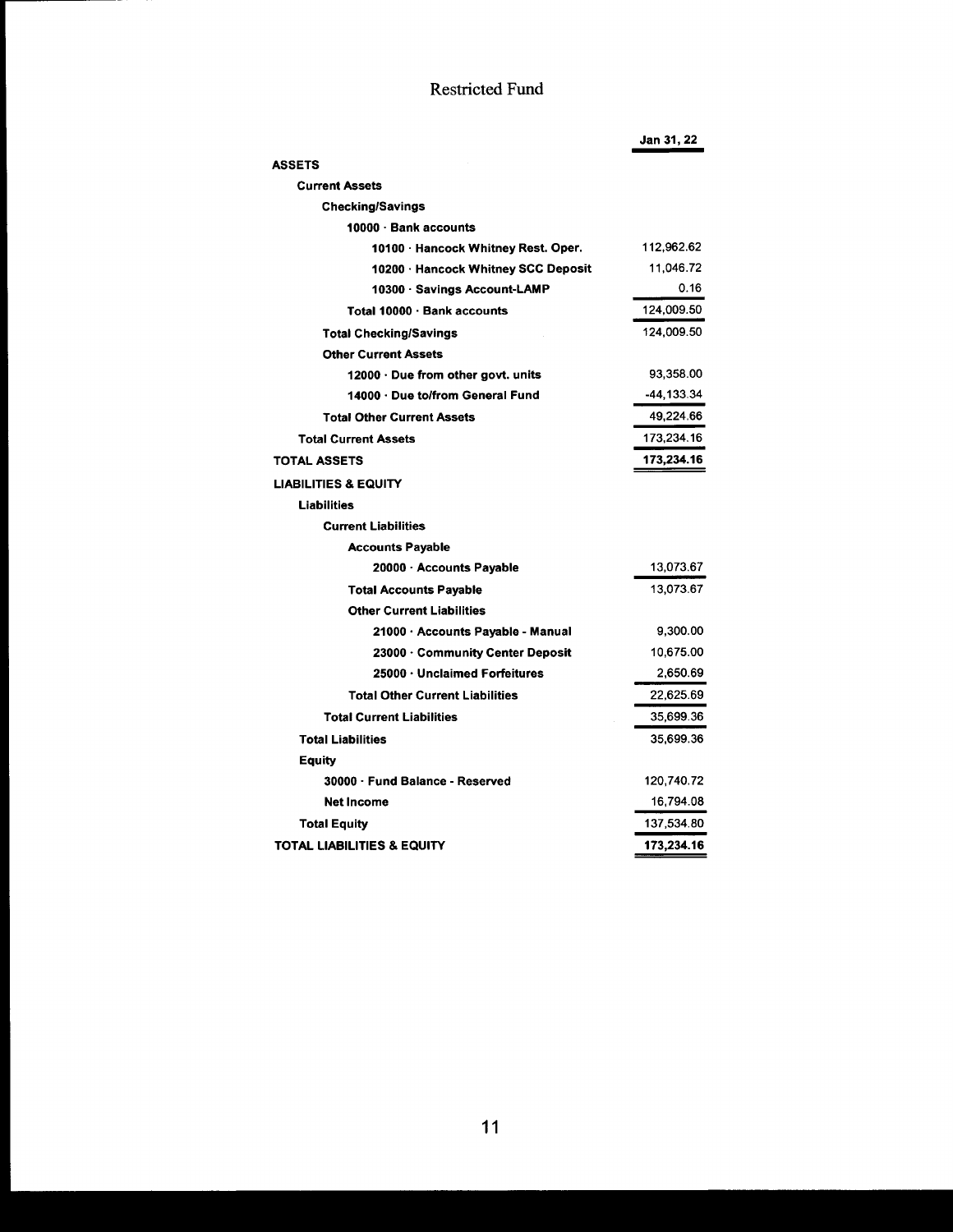# Restricted Fund

| | Jan 31, 22 |
|---|---|
| **ASSETS** | |
| **Current Assets** | |
| **Checking/Savings** | |
| **10000 · Bank accounts** | |
| **10100 · Hancock Whitney Rest. Oper.** | 112,962.62 |
| **10200 · Hancock Whitney SCC Deposit** | 11,046.72 |
| **10300 · Savings Account-LAMP** | 0.16 |
| **Total 10000 · Bank accounts** | 124,009.50 |
| **Total Checking/Savings** | 124,009.50 |
| **Other Current Assets** | |
| **12000 · Due from other govt. units** | 93,358.00 |
| **14000 · Due to/from General Fund** | -44,133.34 |
| **Total Other Current Assets** | 49,224.66 |
| **Total Current Assets** | 173,234.16 |
| **TOTAL ASSETS** | **173,234.16** |
| **LIABILITIES & EQUITY** | |
| **Liabilities** | |
| **Current Liabilities** | |
| **Accounts Payable** | |
| **20000 · Accounts Payable** | 13,073.67 |
| **Total Accounts Payable** | 13,073.67 |
| **Other Current Liabilities** | |
| **21000 · Accounts Payable - Manual** | 9,300.00 |
| **23000 · Community Center Deposit** | 10,675.00 |
| **25000 · Unclaimed Forfeitures** | 2,650.69 |
| **Total Other Current Liabilities** | 22,625.69 |
| **Total Current Liabilities** | 35,699.36 |
| **Total Liabilities** | 35,699.36 |
| **Equity** | |
| **30000 · Fund Balance - Reserved** | 120,740.72 |
| **Net Income** | 16,794.08 |
| **Total Equity** | 137,534.80 |
| **TOTAL LIABILITIES & EQUITY** | **173,234.16** |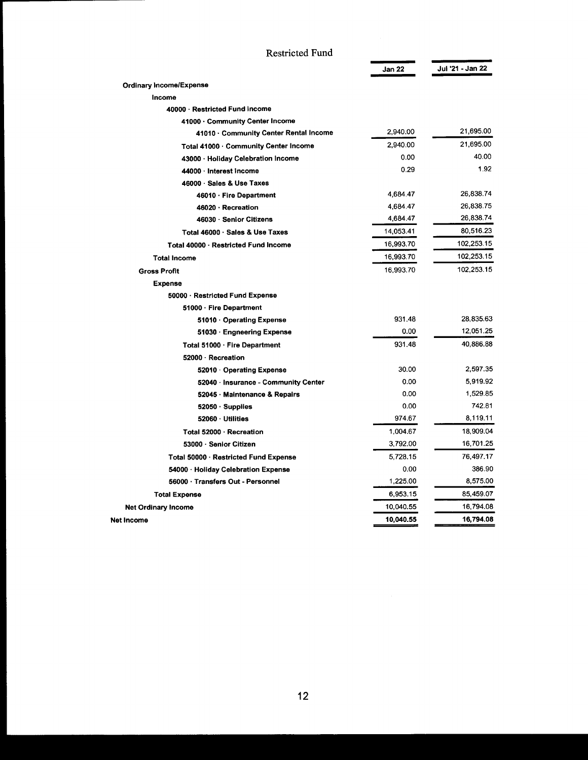# Restricted Fund

| | Jan 22 | Jul '21 - Jan 22 |
|---|---|---|
| **Ordinary Income/Expense** | | |
| **Income** | | |
| **40000 · Restricted Fund Income** | | |
| **41000 · Community Center Income** | | |
| **41010 · Community Center Rental Income** | 2,940.00 | 21,695.00 |
| **Total 41000 · Community Center Income** | 2,940.00 | 21,695.00 |
| **43000 · Holiday Celebration Income** | 0.00 | 40.00 |
| **44000 · Interest Income** | 0.29 | 1.92 |
| **46000 · Sales & Use Taxes** | | |
| **46010 · Fire Department** | 4,684.47 | 26,838.74 |
| **46020 · Recreation** | 4,684.47 | 26,838.75 |
| **46030 · Senior Citizens** | 4,684.47 | 26,838.74 |
| **Total 46000 · Sales & Use Taxes** | 14,053.41 | 80,516.23 |
| **Total 40000 · Restricted Fund Income** | 16,993.70 | 102,253.15 |
| **Total Income** | 16,993.70 | 102,253.15 |
| **Gross Profit** | 16,993.70 | 102,253.15 |
| **Expense** | | |
| **50000 · Restricted Fund Expense** | | |
| **51000 · Fire Department** | | |
| **51010 · Operating Expense** | 931.48 | 28,835.63 |
| **51030 · Engneering Expense** | 0.00 | 12,051.25 |
| **Total 51000 · Fire Department** | 931.48 | 40,886.88 |
| **52000 · Recreation** | | |
| **52010 · Operating Expense** | 30.00 | 2,597.35 |
| **52040 · Insurance - Community Center** | 0.00 | 5,919.92 |
| **52045 · Maintenance & Repairs** | 0.00 | 1,529.85 |
| **52050 · Supplies** | 0.00 | 742.81 |
| **52060 · Utilities** | 974.67 | 8,119.11 |
| **Total 52000 · Recreation** | 1,004.67 | 18,909.04 |
| **53000 · Senior Citizen** | 3,792.00 | 16,701.25 |
| **Total 50000 · Restricted Fund Expense** | 5,728.15 | 76,497.17 |
| **54000 · Holiday Celebration Expense** | 0.00 | 386.90 |
| **56000 · Transfers Out - Personnel** | 1,225.00 | 8,575.00 |
| **Total Expense** | 6,953.15 | 85,459.07 |
| **Net Ordinary Income** | 10,040.55 | 16,794.08 |
| **Net Income** | **10,040.55** | **16,794.08** |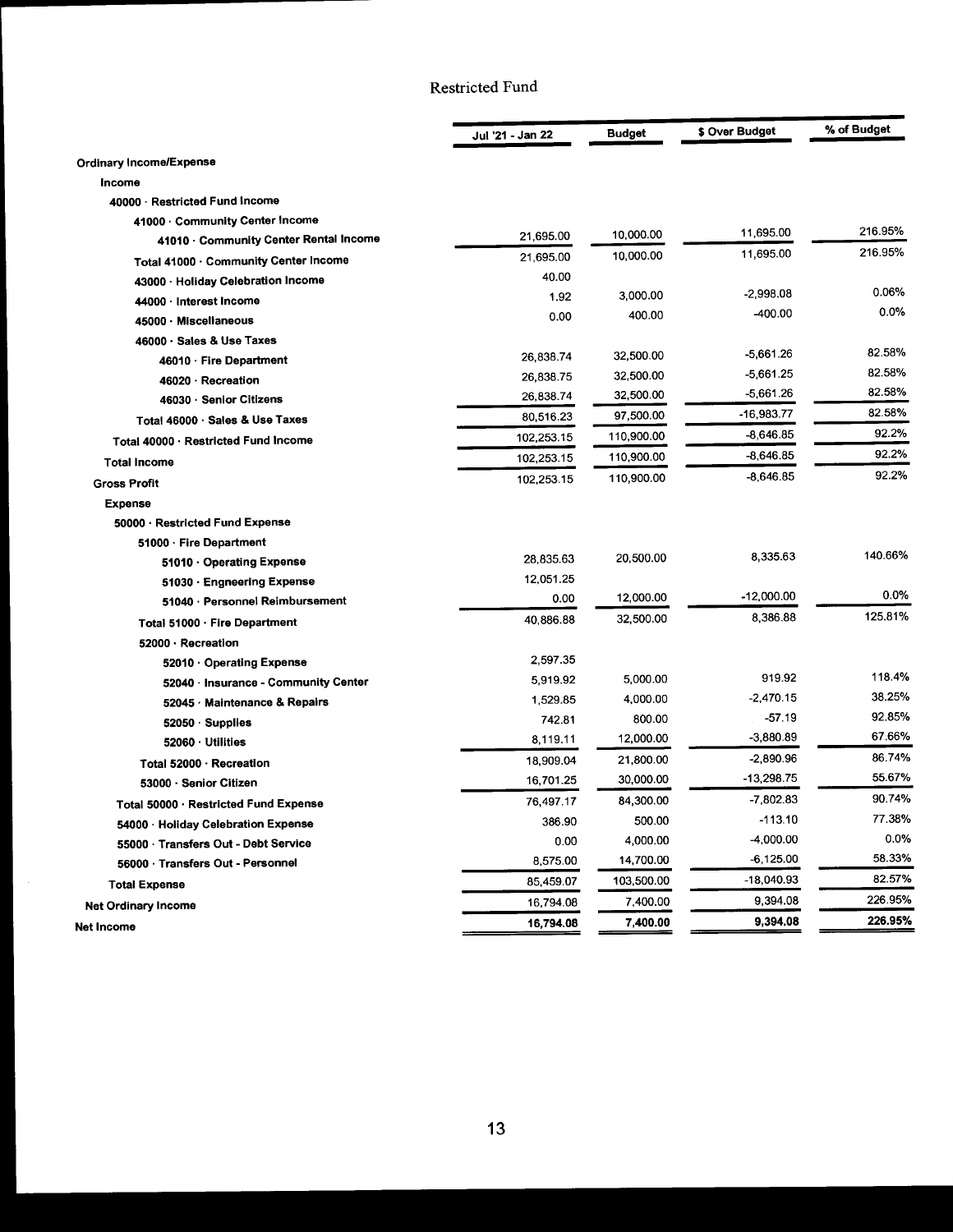# Restricted Fund

| | Jul '21 - Jan 22 | Budget | $ Over Budget | % of Budget |
|---|---|---|---|---|
| **Ordinary Income/Expense** | | | | |
| **Income** | | | | |
| **40000 · Restricted Fund Income** | | | | |
| **41000 · Community Center Income** | | | | |
| **41010 · Community Center Rental Income** | 21,695.00 | 10,000.00 | 11,695.00 | 216.95% |
| **Total 41000 · Community Center Income** | 21,695.00 | 10,000.00 | 11,695.00 | 216.95% |
| **43000 · Holiday Celebration Income** | 40.00 | | | |
| **44000 · Interest Income** | 1.92 | 3,000.00 | -2,998.08 | 0.06% |
| **45000 · Miscellaneous** | 0.00 | 400.00 | -400.00 | 0.0% |
| **46000 · Sales & Use Taxes** | | | | |
| **46010 · Fire Department** | 26,838.74 | 32,500.00 | -5,661.26 | 82.58% |
| **46020 · Recreation** | 26,838.75 | 32,500.00 | -5,661.25 | 82.58% |
| **46030 · Senior Citizens** | 26,838.74 | 32,500.00 | -5,661.26 | 82.58% |
| **Total 46000 · Sales & Use Taxes** | 80,516.23 | 97,500.00 | -16,983.77 | 82.58% |
| **Total 40000 · Restricted Fund Income** | 102,253.15 | 110,900.00 | -8,646.85 | 92.2% |
| **Total Income** | 102,253.15 | 110,900.00 | -8,646.85 | 92.2% |
| **Gross Profit** | 102,253.15 | 110,900.00 | -8,646.85 | 92.2% |
| **Expense** | | | | |
| **50000 · Restricted Fund Expense** | | | | |
| **51000 · Fire Department** | | | | |
| **51010 · Operating Expense** | 28,835.63 | 20,500.00 | 8,335.63 | 140.66% |
| **51030 · Engneering Expense** | 12,051.25 | | | |
| **51040 · Personnel Reimbursement** | 0.00 | 12,000.00 | -12,000.00 | 0.0% |
| **Total 51000 · Fire Department** | 40,886.88 | 32,500.00 | 8,386.88 | 125.81% |
| **52000 · Recreation** | | | | |
| **52010 · Operating Expense** | 2,597.35 | | | |
| **52040 · Insurance - Community Center** | 5,919.92 | 5,000.00 | 919.92 | 118.4% |
| **52045 · Maintenance & Repairs** | 1,529.85 | 4,000.00 | -2,470.15 | 38.25% |
| **52050 · Supplies** | 742.81 | 800.00 | -57.19 | 92.85% |
| **52060 · Utilities** | 8,119.11 | 12,000.00 | -3,880.89 | 67.66% |
| **Total 52000 · Recreation** | 18,909.04 | 21,800.00 | -2,890.96 | 86.74% |
| **53000 · Senior Citizen** | 16,701.25 | 30,000.00 | -13,298.75 | 55.67% |
| **Total 50000 · Restricted Fund Expense** | 76,497.17 | 84,300.00 | -7,802.83 | 90.74% |
| **54000 · Holiday Celebration Expense** | 386.90 | 500.00 | -113.10 | 77.38% |
| **55000 · Transfers Out - Debt Service** | 0.00 | 4,000.00 | -4,000.00 | 0.0% |
| **56000 · Transfers Out - Personnel** | 8,575.00 | 14,700.00 | -6,125.00 | 58.33% |
| **Total Expense** | 85,459.07 | 103,500.00 | -18,040.93 | 82.57% |
| **Net Ordinary Income** | 16,794.08 | 7,400.00 | 9,394.08 | 226.95% |
| **Net Income** | **16,794.08** | **7,400.00** | **9,394.08** | **226.95%** |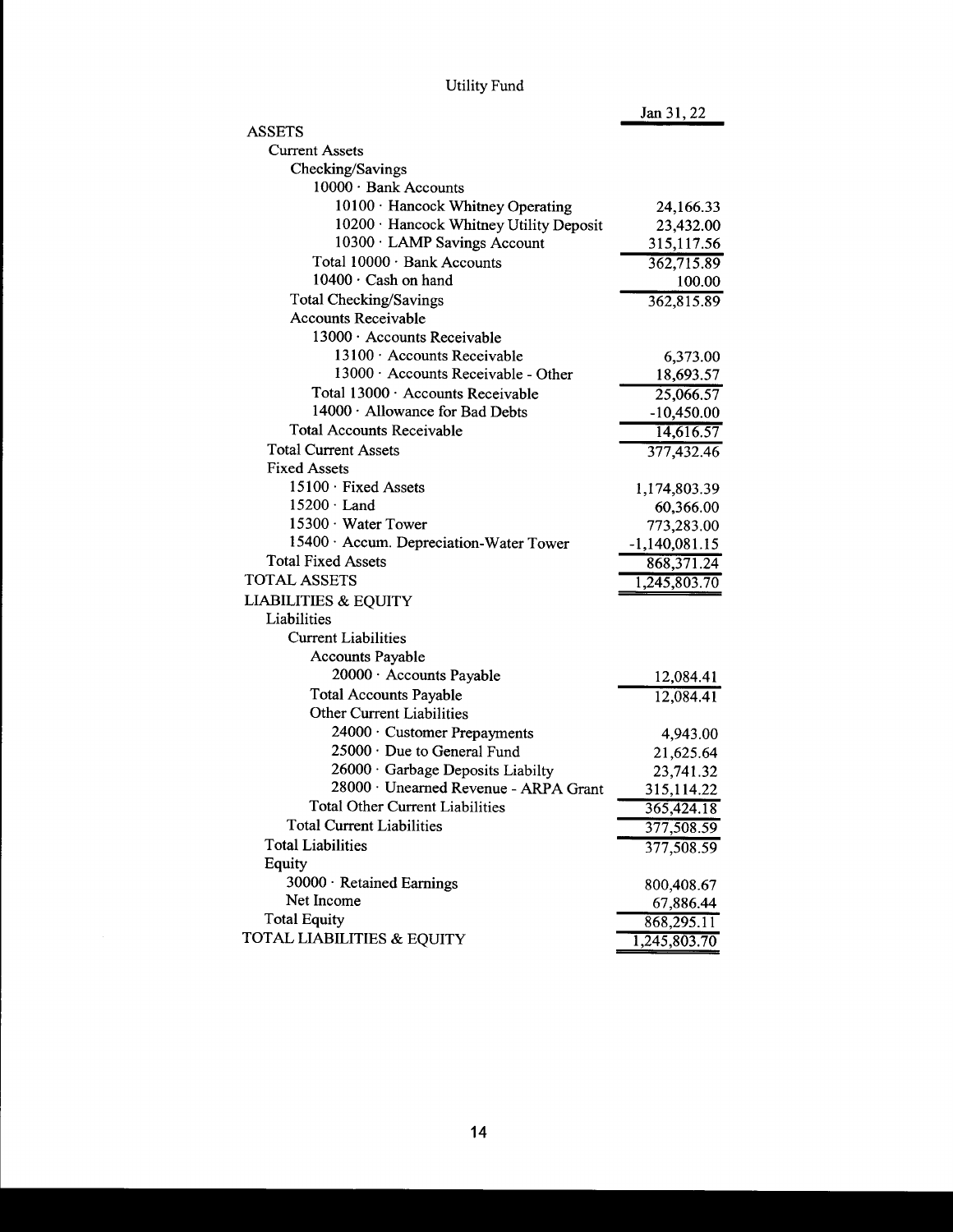# Utility Fund

| | Jan 31, 22 |
|---|---|
| ASSETS | |
| Current Assets | |
| Checking/Savings | |
| 10000 · Bank Accounts | |
| 10100 · Hancock Whitney Operating | 24,166.33 |
| 10200 · Hancock Whitney Utility Deposit | 23,432.00 |
| 10300 · LAMP Savings Account | 315,117.56 |
| Total 10000 · Bank Accounts | 362,715.89 |
| 10400 · Cash on hand | 100.00 |
| Total Checking/Savings | 362,815.89 |
| Accounts Receivable | |
| 13000 · Accounts Receivable | |
| 13100 · Accounts Receivable | 6,373.00 |
| 13000 · Accounts Receivable - Other | 18,693.57 |
| Total 13000 · Accounts Receivable | 25,066.57 |
| 14000 · Allowance for Bad Debts | -10,450.00 |
| Total Accounts Receivable | 14,616.57 |
| Total Current Assets | 377,432.46 |
| Fixed Assets | |
| 15100 · Fixed Assets | 1,174,803.39 |
| 15200 · Land | 60,366.00 |
| 15300 · Water Tower | 773,283.00 |
| 15400 · Accum. Depreciation-Water Tower | -1,140,081.15 |
| Total Fixed Assets | 868,371.24 |
| TOTAL ASSETS | 1,245,803.70 |
| LIABILITIES & EQUITY | |
| Liabilities | |
| Current Liabilities | |
| Accounts Payable | |
| 20000 · Accounts Payable | 12,084.41 |
| Total Accounts Payable | 12,084.41 |
| Other Current Liabilities | |
| 24000 · Customer Prepayments | 4,943.00 |
| 25000 · Due to General Fund | 21,625.64 |
| 26000 · Garbage Deposits Liabilty | 23,741.32 |
| 28000 · Unearned Revenue - ARPA Grant | 315,114.22 |
| Total Other Current Liabilities | 365,424.18 |
| Total Current Liabilities | 377,508.59 |
| Total Liabilities | 377,508.59 |
| Equity | |
| 30000 · Retained Earnings | 800,408.67 |
| Net Income | 67,886.44 |
| Total Equity | 868,295.11 |
| TOTAL LIABILITIES & EQUITY | 1,245,803.70 |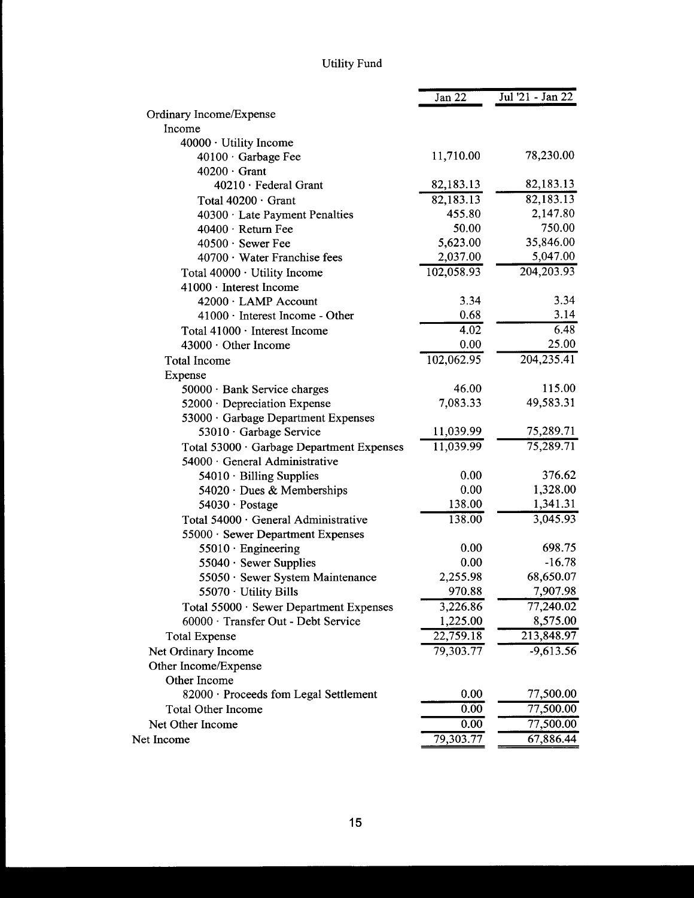# Utility Fund

| | Jan 22 | Jul '21 - Jan 22 |
|---|---|---|
| Ordinary Income/Expense | | |
| Income | | |
| 40000 · Utility Income | | |
| 40100 · Garbage Fee | 11,710.00 | 78,230.00 |
| 40200 · Grant | | |
| 40210 · Federal Grant | 82,183.13 | 82,183.13 |
| Total 40200 · Grant | 82,183.13 | 82,183.13 |
| 40300 · Late Payment Penalties | 455.80 | 2,147.80 |
| 40400 · Return Fee | 50.00 | 750.00 |
| 40500 · Sewer Fee | 5,623.00 | 35,846.00 |
| 40700 · Water Franchise fees | 2,037.00 | 5,047.00 |
| Total 40000 · Utility Income | 102,058.93 | 204,203.93 |
| 41000 · Interest Income | | |
| 42000 · LAMP Account | 3.34 | 3.34 |
| 41000 · Interest Income - Other | 0.68 | 3.14 |
| Total 41000 · Interest Income | 4.02 | 6.48 |
| 43000 · Other Income | 0.00 | 25.00 |
| Total Income | 102,062.95 | 204,235.41 |
| Expense | | |
| 50000 · Bank Service charges | 46.00 | 115.00 |
| 52000 · Depreciation Expense | 7,083.33 | 49,583.31 |
| 53000 · Garbage Department Expenses | | |
| 53010 · Garbage Service | 11,039.99 | 75,289.71 |
| Total 53000 · Garbage Department Expenses | 11,039.99 | 75,289.71 |
| 54000 · General Administrative | | |
| 54010 · Billing Supplies | 0.00 | 376.62 |
| 54020 · Dues & Memberships | 0.00 | 1,328.00 |
| 54030 · Postage | 138.00 | 1,341.31 |
| Total 54000 · General Administrative | 138.00 | 3,045.93 |
| 55000 · Sewer Department Expenses | | |
| 55010 · Engineering | 0.00 | 698.75 |
| 55040 · Sewer Supplies | 0.00 | -16.78 |
| 55050 · Sewer System Maintenance | 2,255.98 | 68,650.07 |
| 55070 · Utility Bills | 970.88 | 7,907.98 |
| Total 55000 · Sewer Department Expenses | 3,226.86 | 77,240.02 |
| 60000 · Transfer Out - Debt Service | 1,225.00 | 8,575.00 |
| Total Expense | 22,759.18 | 213,848.97 |
| Net Ordinary Income | 79,303.77 | -9,613.56 |
| Other Income/Expense | | |
| Other Income | | |
| 82000 · Proceeds fom Legal Settlement | 0.00 | 77,500.00 |
| Total Other Income | 0.00 | 77,500.00 |
| Net Other Income | 0.00 | 77,500.00 |
| Net Income | 79,303.77 | 67,886.44 |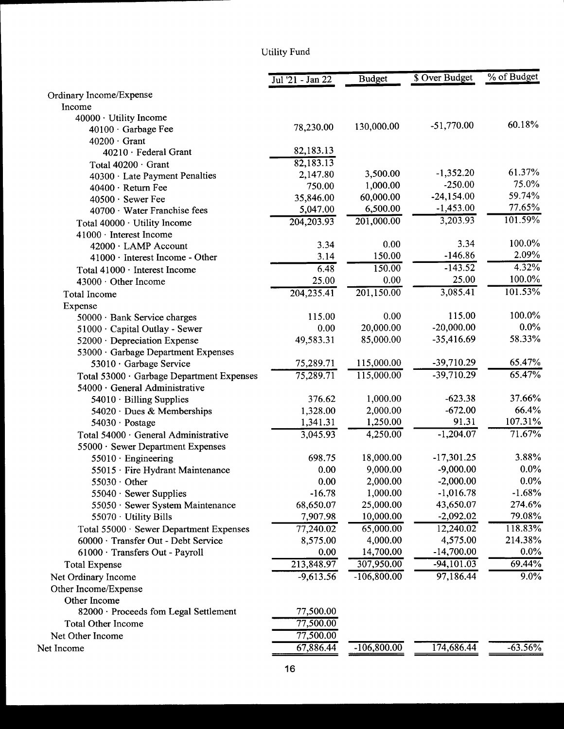# Utility Fund

| | Jul '21 - Jan 22 | Budget | $ Over Budget | % of Budget |
|---|---|---|---|---|
| Ordinary Income/Expense | | | | |
| Income | | | | |
| 40000 · Utility Income | | | | |
| 40100 · Garbage Fee | 78,230.00 | 130,000.00 | -51,770.00 | 60.18% |
| 40200 · Grant | | | | |
| 40210 · Federal Grant | 82,183.13 | | | |
| Total 40200 · Grant | 82,183.13 | | | |
| 40300 · Late Payment Penalties | 2,147.80 | 3,500.00 | -1,352.20 | 61.37% |
| 40400 · Return Fee | 750.00 | 1,000.00 | -250.00 | 75.0% |
| 40500 · Sewer Fee | 35,846.00 | 60,000.00 | -24,154.00 | 59.74% |
| 40700 · Water Franchise fees | 5,047.00 | 6,500.00 | -1,453.00 | 77.65% |
| Total 40000 · Utility Income | 204,203.93 | 201,000.00 | 3,203.93 | 101.59% |
| 41000 · Interest Income | | | | |
| 42000 · LAMP Account | 3.34 | 0.00 | 3.34 | 100.0% |
| 41000 · Interest Income - Other | 3.14 | 150.00 | -146.86 | 2.09% |
| Total 41000 · Interest Income | 6.48 | 150.00 | -143.52 | 4.32% |
| 43000 · Other Income | 25.00 | 0.00 | 25.00 | 100.0% |
| Total Income | 204,235.41 | 201,150.00 | 3,085.41 | 101.53% |
| Expense | | | | |
| 50000 · Bank Service charges | 115.00 | 0.00 | 115.00 | 100.0% |
| 51000 · Capital Outlay - Sewer | 0.00 | 20,000.00 | -20,000.00 | 0.0% |
| 52000 · Depreciation Expense | 49,583.31 | 85,000.00 | -35,416.69 | 58.33% |
| 53000 · Garbage Department Expenses | | | | |
| 53010 · Garbage Service | 75,289.71 | 115,000.00 | -39,710.29 | 65.47% |
| Total 53000 · Garbage Department Expenses | 75,289.71 | 115,000.00 | -39,710.29 | 65.47% |
| 54000 · General Administrative | | | | |
| 54010 · Billing Supplies | 376.62 | 1,000.00 | -623.38 | 37.66% |
| 54020 · Dues & Memberships | 1,328.00 | 2,000.00 | -672.00 | 66.4% |
| 54030 · Postage | 1,341.31 | 1,250.00 | 91.31 | 107.31% |
| Total 54000 · General Administrative | 3,045.93 | 4,250.00 | -1,204.07 | 71.67% |
| 55000 · Sewer Department Expenses | | | | |
| 55010 · Engineering | 698.75 | 18,000.00 | -17,301.25 | 3.88% |
| 55015 · Fire Hydrant Maintenance | 0.00 | 9,000.00 | -9,000.00 | 0.0% |
| 55030 · Other | 0.00 | 2,000.00 | -2,000.00 | 0.0% |
| 55040 · Sewer Supplies | -16.78 | 1,000.00 | -1,016.78 | -1.68% |
| 55050 · Sewer System Maintenance | 68,650.07 | 25,000.00 | 43,650.07 | 274.6% |
| 55070 · Utility Bills | 7,907.98 | 10,000.00 | -2,092.02 | 79.08% |
| Total 55000 · Sewer Department Expenses | 77,240.02 | 65,000.00 | 12,240.02 | 118.83% |
| 60000 · Transfer Out - Debt Service | 8,575.00 | 4,000.00 | 4,575.00 | 214.38% |
| 61000 · Transfers Out - Payroll | 0.00 | 14,700.00 | -14,700.00 | 0.0% |
| Total Expense | 213,848.97 | 307,950.00 | -94,101.03 | 69.44% |
| Net Ordinary Income | -9,613.56 | -106,800.00 | 97,186.44 | 9.0% |
| Other Income/Expense | | | | |
| Other Income | | | | |
| 82000 · Proceeds fom Legal Settlement | 77,500.00 | | | |
| Total Other Income | 77,500.00 | | | |
| Net Other Income | 77,500.00 | | | |
| Net Income | 67,886.44 | -106,800.00 | 174,686.44 | -63.56% |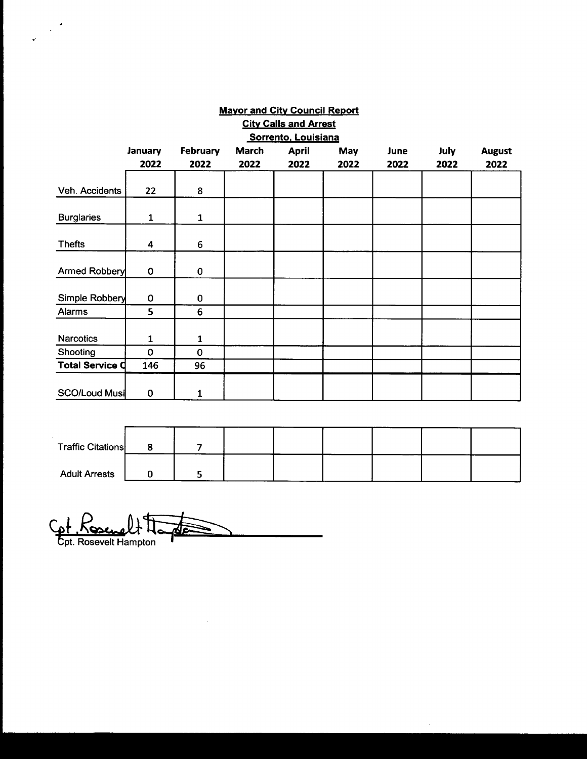**Mayor and City Council Report**

**City Calls and Arrest**

**Sorrento, Louisiana**

| | January 2022 | February 2022 | March 2022 | April 2022 | May 2022 | June 2022 | July 2022 | August 2022 |
|---|---|---|---|---|---|---|---|---|
| Veh. Accidents | 22 | 8 | | | | | | |
| Burglaries | 1 | 1 | | | | | | |
| Thefts | 4 | 6 | | | | | | |
| Armed Robbery | 0 | 0 | | | | | | |
| Simple Robbery | 0 | 0 | | | | | | |
| Alarms | 5 | 6 | | | | | | |
| Narcotics | 1 | 1 | | | | | | |
| Shooting | 0 | 0 | | | | | | |
| **Total Service C** | 146 | 96 | | | | | | |
| SCO/Loud Musi | 0 | 1 | | | | | | |

| | | | | | | | | |
|---|---|---|---|---|---|---|---|---|
| Traffic Citations | 8 | 7 | | | | | | |
| Adult Arrests | 0 | 5 | | | | | | |

Cpt. Rosevelt Hampton

Cpt. Rosevelt Hampton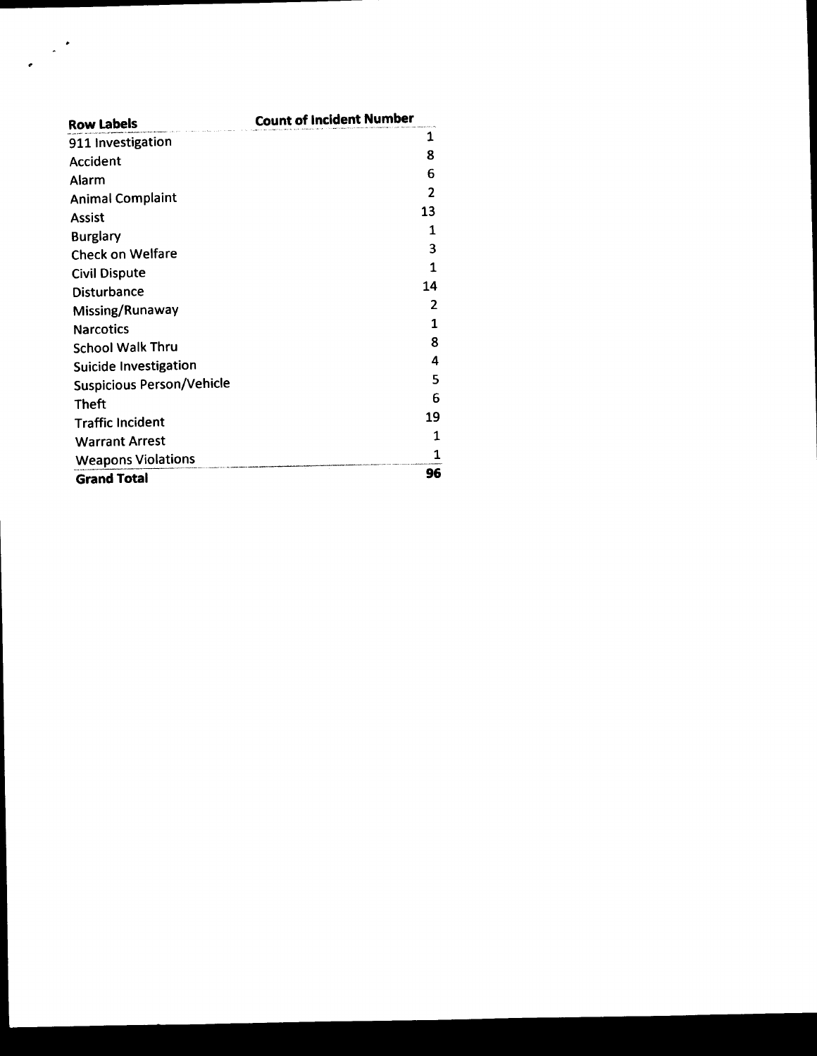| Row Labels | Count of Incident Number |
| --- | --- |
| 911 Investigation | 1 |
| Accident | 8 |
| Alarm | 6 |
| Animal Complaint | 2 |
| Assist | 13 |
| Burglary | 1 |
| Check on Welfare | 3 |
| Civil Dispute | 1 |
| Disturbance | 14 |
| Missing/Runaway | 2 |
| Narcotics | 1 |
| School Walk Thru | 8 |
| Suicide Investigation | 4 |
| Suspicious Person/Vehicle | 5 |
| Theft | 6 |
| Traffic Incident | 19 |
| Warrant Arrest | 1 |
| Weapons Violations | 1 |
| **Grand Total** | **96** |